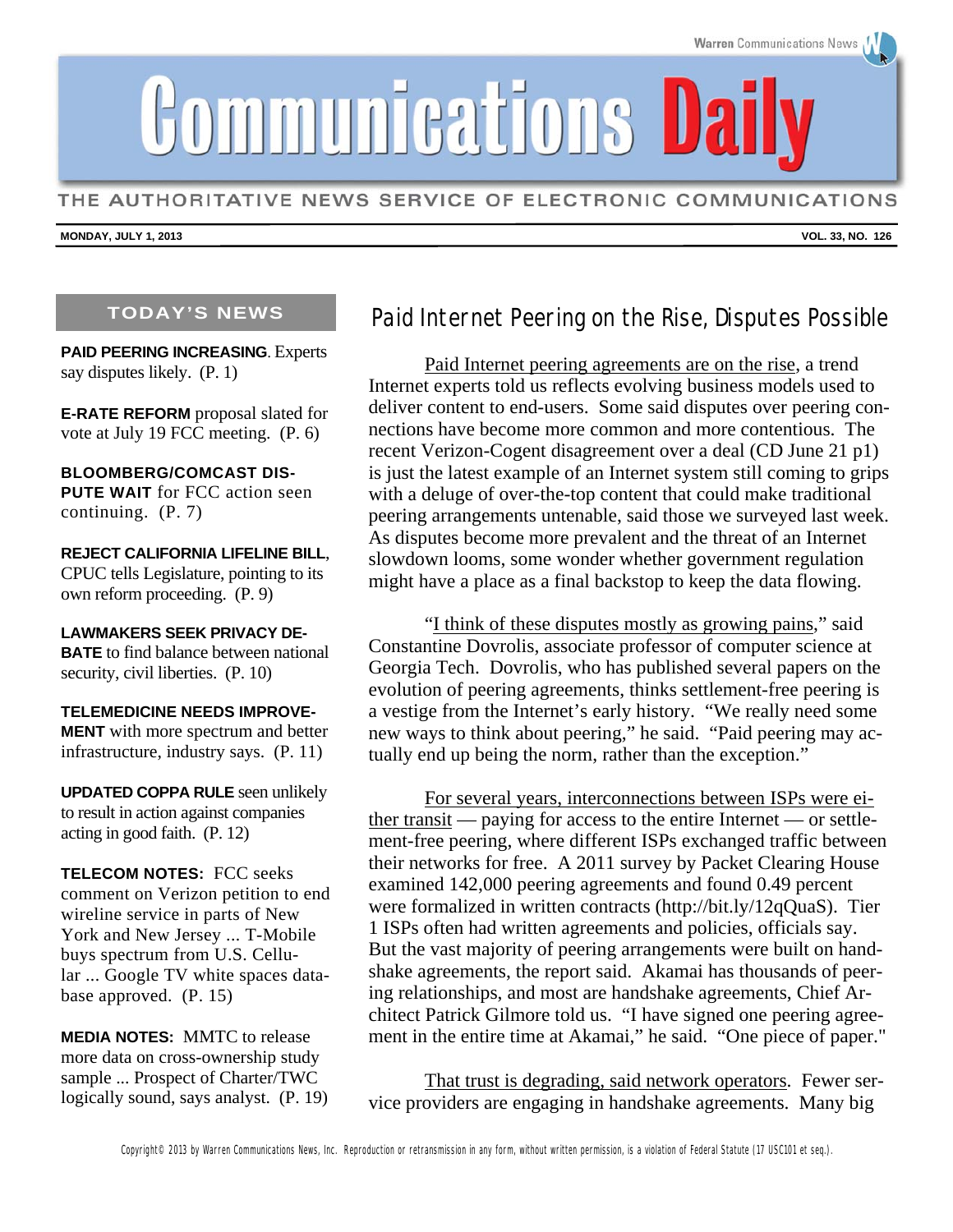# Communications Daily

THE AUTHORITATIVE NEWS SERVICE OF ELECTRONIC COMMUNICATIONS

**MONDAY, JULY 1, 2013** **VOL. 33, NO. 126**

## TODAY'S NEWS

**PAID PEERING INCREASING**. Experts say disputes likely. (P. 1)

**E-RATE REFORM** proposal slated for vote at July 19 FCC meeting. (P. 6)

**BLOOMBERG/COMCAST DISPUTE WAIT** for FCC action seen continuing. (P. 7)

**REJECT CALIFORNIA LIFELINE BILL**, CPUC tells Legislature, pointing to its own reform proceeding. (P. 9)

**LAWMAKERS SEEK PRIVACY DEBATE** to find balance between national security, civil liberties. (P. 10)

**TELEMEDICINE NEEDS IMPROVEMENT** with more spectrum and better infrastructure, industry says. (P. 11)

**UPDATED COPPA RULE** seen unlikely to result in action against companies acting in good faith. (P. 12)

**TELECOM NOTES:** FCC seeks comment on Verizon petition to end wireline service in parts of New York and New Jersey ... T-Mobile buys spectrum from U.S. Cellular ... Google TV white spaces database approved. (P. 15)

**MEDIA NOTES:** MMTC to release more data on cross-ownership study sample ... Prospect of Charter/TWC logically sound, says analyst. (P. 19)

## Paid Internet Peering on the Rise, Disputes Possible

Paid Internet peering agreements are on the rise, a trend Internet experts told us reflects evolving business models used to deliver content to end-users. Some said disputes over peering connections have become more common and more contentious. The recent Verizon-Cogent disagreement over a deal (CD June 21 p1) is just the latest example of an Internet system still coming to grips with a deluge of over-the-top content that could make traditional peering arrangements untenable, said those we surveyed last week. As disputes become more prevalent and the threat of an Internet slowdown looms, some wonder whether government regulation might have a place as a final backstop to keep the data flowing.

"I think of these disputes mostly as growing pains," said Constantine Dovrolis, associate professor of computer science at Georgia Tech. Dovrolis, who has published several papers on the evolution of peering agreements, thinks settlement-free peering is a vestige from the Internet's early history. "We really need some new ways to think about peering," he said. "Paid peering may actually end up being the norm, rather than the exception."

For several years, interconnections between ISPs were either transit — paying for access to the entire Internet — or settlement-free peering, where different ISPs exchanged traffic between their networks for free. A 2011 survey by Packet Clearing House examined 142,000 peering agreements and found 0.49 percent were formalized in written contracts (http://bit.ly/12qQuaS). Tier 1 ISPs often had written agreements and policies, officials say. But the vast majority of peering arrangements were built on handshake agreements, the report said. Akamai has thousands of peering relationships, and most are handshake agreements, Chief Architect Patrick Gilmore told us. "I have signed one peering agreement in the entire time at Akamai," he said. "One piece of paper."

That trust is degrading, said network operators. Fewer service providers are engaging in handshake agreements. Many big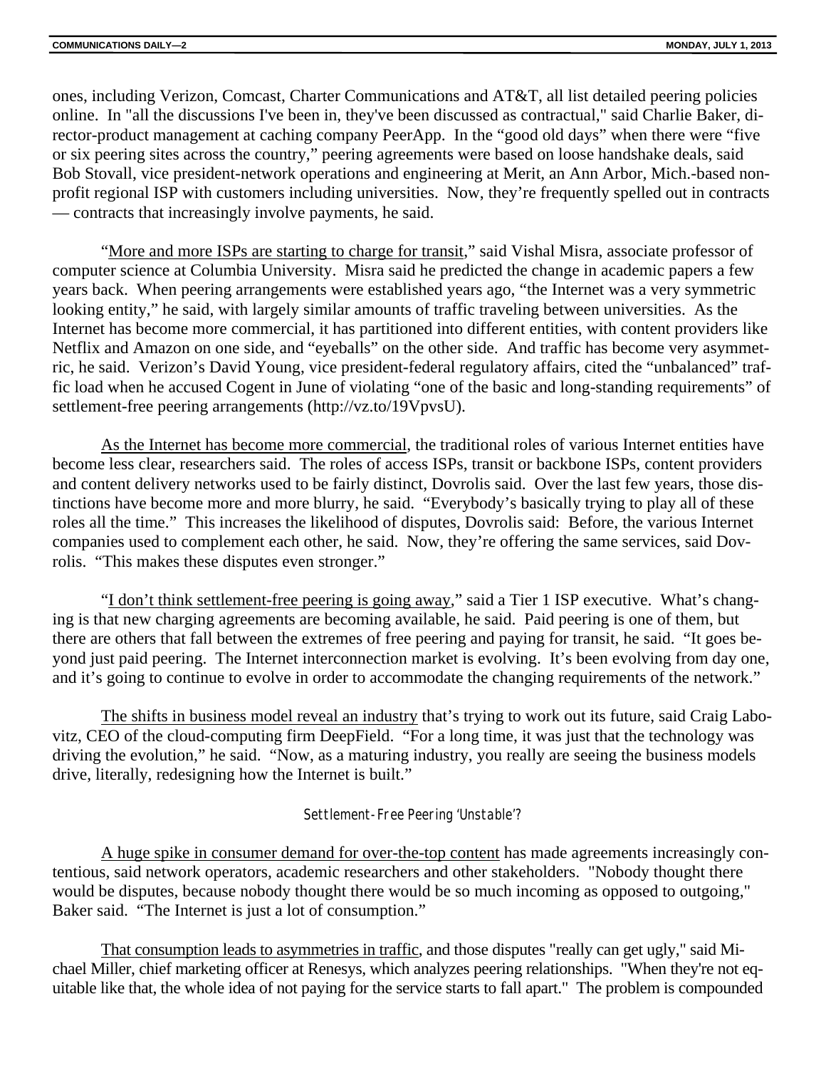ones, including Verizon, Comcast, Charter Communications and AT&T, all list detailed peering policies online. In "all the discussions I've been in, they've been discussed as contractual," said Charlie Baker, director-product management at caching company PeerApp. In the "good old days" when there were "five or six peering sites across the country," peering agreements were based on loose handshake deals, said Bob Stovall, vice president-network operations and engineering at Merit, an Ann Arbor, Mich.-based non-profit regional ISP with customers including universities. Now, they're frequently spelled out in contracts — contracts that increasingly involve payments, he said.

"More and more ISPs are starting to charge for transit," said Vishal Misra, associate professor of computer science at Columbia University. Misra said he predicted the change in academic papers a few years back. When peering arrangements were established years ago, "the Internet was a very symmetric looking entity," he said, with largely similar amounts of traffic traveling between universities. As the Internet has become more commercial, it has partitioned into different entities, with content providers like Netflix and Amazon on one side, and "eyeballs" on the other side. And traffic has become very asymmetric, he said. Verizon's David Young, vice president-federal regulatory affairs, cited the "unbalanced" traffic load when he accused Cogent in June of violating "one of the basic and long-standing requirements" of settlement-free peering arrangements (http://vz.to/19VpvsU).

As the Internet has become more commercial, the traditional roles of various Internet entities have become less clear, researchers said. The roles of access ISPs, transit or backbone ISPs, content providers and content delivery networks used to be fairly distinct, Dovrolis said. Over the last few years, those distinctions have become more and more blurry, he said. "Everybody's basically trying to play all of these roles all the time." This increases the likelihood of disputes, Dovrolis said: Before, the various Internet companies used to complement each other, he said. Now, they're offering the same services, said Dovrolis. "This makes these disputes even stronger."

"I don't think settlement-free peering is going away," said a Tier 1 ISP executive. What's changing is that new charging agreements are becoming available, he said. Paid peering is one of them, but there are others that fall between the extremes of free peering and paying for transit, he said. "It goes beyond just paid peering. The Internet interconnection market is evolving. It's been evolving from day one, and it's going to continue to evolve in order to accommodate the changing requirements of the network."

The shifts in business model reveal an industry that's trying to work out its future, said Craig Labovitz, CEO of the cloud-computing firm DeepField. "For a long time, it was just that the technology was driving the evolution," he said. "Now, as a maturing industry, you really are seeing the business models drive, literally, redesigning how the Internet is built."

## Settlement-Free Peering 'Unstable'?

A huge spike in consumer demand for over-the-top content has made agreements increasingly contentious, said network operators, academic researchers and other stakeholders. "Nobody thought there would be disputes, because nobody thought there would be so much incoming as opposed to outgoing," Baker said. "The Internet is just a lot of consumption."

That consumption leads to asymmetries in traffic, and those disputes "really can get ugly," said Michael Miller, chief marketing officer at Renesys, which analyzes peering relationships. "When they're not equitable like that, the whole idea of not paying for the service starts to fall apart." The problem is compounded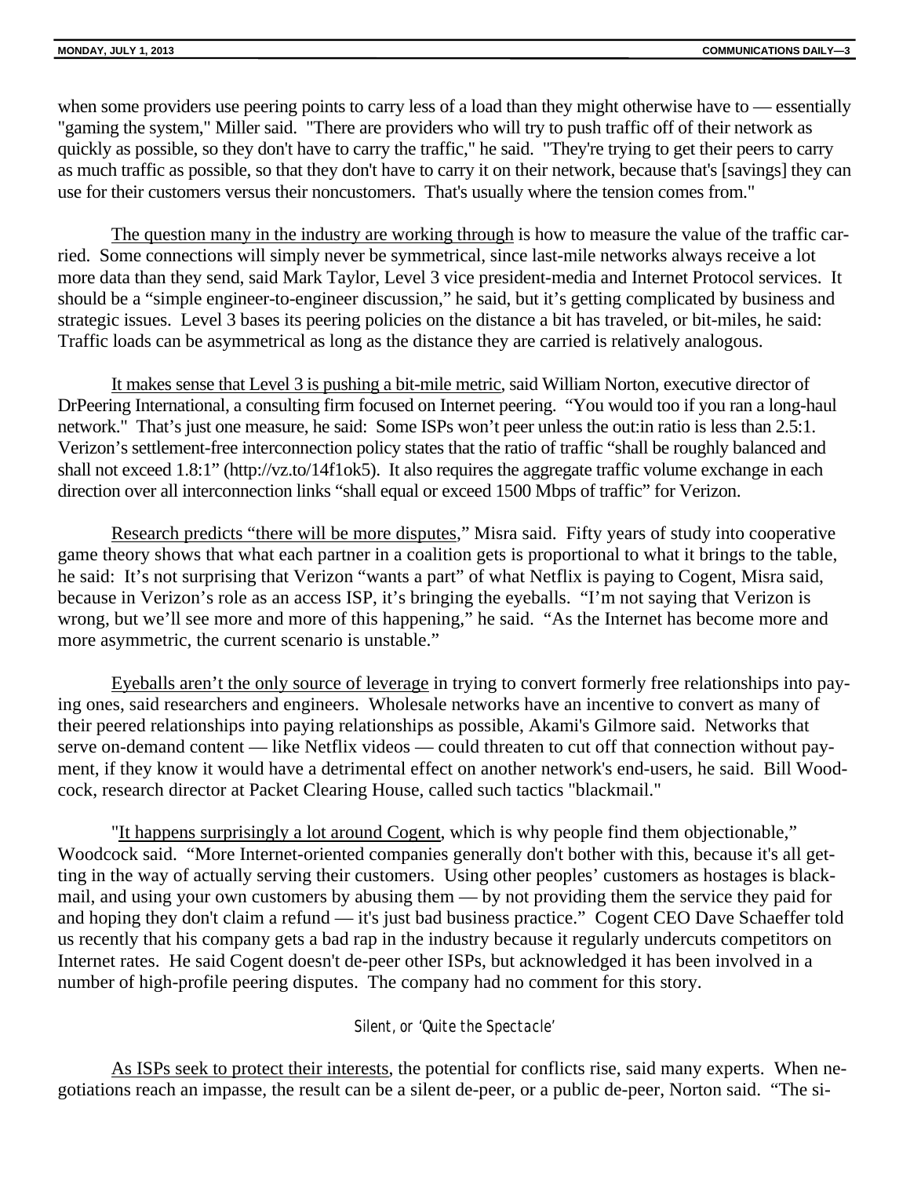when some providers use peering points to carry less of a load than they might otherwise have to — essentially "gaming the system," Miller said. "There are providers who will try to push traffic off of their network as quickly as possible, so they don't have to carry the traffic," he said. "They're trying to get their peers to carry as much traffic as possible, so that they don't have to carry it on their network, because that's [savings] they can use for their customers versus their noncustomers. That's usually where the tension comes from."

The question many in the industry are working through is how to measure the value of the traffic carried. Some connections will simply never be symmetrical, since last-mile networks always receive a lot more data than they send, said Mark Taylor, Level 3 vice president-media and Internet Protocol services. It should be a "simple engineer-to-engineer discussion," he said, but it's getting complicated by business and strategic issues. Level 3 bases its peering policies on the distance a bit has traveled, or bit-miles, he said: Traffic loads can be asymmetrical as long as the distance they are carried is relatively analogous.

It makes sense that Level 3 is pushing a bit-mile metric, said William Norton, executive director of DrPeering International, a consulting firm focused on Internet peering. "You would too if you ran a long-haul network." That's just one measure, he said: Some ISPs won't peer unless the out:in ratio is less than 2.5:1. Verizon's settlement-free interconnection policy states that the ratio of traffic "shall be roughly balanced and shall not exceed 1.8:1" (http://vz.to/14f1ok5). It also requires the aggregate traffic volume exchange in each direction over all interconnection links "shall equal or exceed 1500 Mbps of traffic" for Verizon.

Research predicts "there will be more disputes," Misra said. Fifty years of study into cooperative game theory shows that what each partner in a coalition gets is proportional to what it brings to the table, he said: It's not surprising that Verizon "wants a part" of what Netflix is paying to Cogent, Misra said, because in Verizon's role as an access ISP, it's bringing the eyeballs. "I'm not saying that Verizon is wrong, but we'll see more and more of this happening," he said. "As the Internet has become more and more asymmetric, the current scenario is unstable."

Eyeballs aren't the only source of leverage in trying to convert formerly free relationships into paying ones, said researchers and engineers. Wholesale networks have an incentive to convert as many of their peered relationships into paying relationships as possible, Akami's Gilmore said. Networks that serve on-demand content — like Netflix videos — could threaten to cut off that connection without payment, if they know it would have a detrimental effect on another network's end-users, he said. Bill Woodcock, research director at Packet Clearing House, called such tactics "blackmail."

"It happens surprisingly a lot around Cogent, which is why people find them objectionable," Woodcock said. "More Internet-oriented companies generally don't bother with this, because it's all getting in the way of actually serving their customers. Using other peoples' customers as hostages is blackmail, and using your own customers by abusing them — by not providing them the service they paid for and hoping they don't claim a refund — it's just bad business practice." Cogent CEO Dave Schaeffer told us recently that his company gets a bad rap in the industry because it regularly undercuts competitors on Internet rates. He said Cogent doesn't de-peer other ISPs, but acknowledged it has been involved in a number of high-profile peering disputes. The company had no comment for this story.

### Silent, or 'Quite the Spectacle'

As ISPs seek to protect their interests, the potential for conflicts rise, said many experts. When negotiations reach an impasse, the result can be a silent de-peer, or a public de-peer, Norton said. "The si-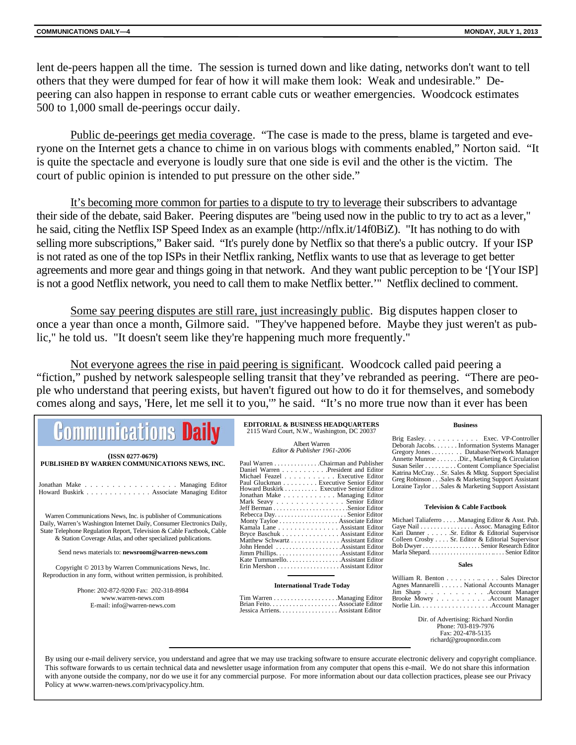lent de-peers happen all the time. The session is turned down and like dating, networks don't want to tell others that they were dumped for fear of how it will make them look: Weak and undesirable." De-peering can also happen in response to errant cable cuts or weather emergencies. Woodcock estimates 500 to 1,000 small de-peerings occur daily.

Public de-peerings get media coverage. "The case is made to the press, blame is targeted and everyone on the Internet gets a chance to chime in on various blogs with comments enabled," Norton said. "It is quite the spectacle and everyone is loudly sure that one side is evil and the other is the victim. The court of public opinion is intended to put pressure on the other side."

It's becoming more common for parties to a dispute to try to leverage their subscribers to advantage their side of the debate, said Baker. Peering disputes are "being used now in the public to try to act as a lever," he said, citing the Netflix ISP Speed Index as an example (http://nflx.it/14f0BiZ). "It has nothing to do with selling more subscriptions," Baker said. "It's purely done by Netflix so that there's a public outcry. If your ISP is not rated as one of the top ISPs in their Netflix ranking, Netflix wants to use that as leverage to get better agreements and more gear and things going in that network. And they want public perception to be '[Your ISP] is not a good Netflix network, you need to call them to make Netflix better.'" Netflix declined to comment.

Some say peering disputes are still rare, just increasingly public. Big disputes happen closer to once a year than once a month, Gilmore said. "They've happened before. Maybe they just weren't as public," he told us. "It doesn't seem like they're happening much more frequently."

Not everyone agrees the rise in paid peering is significant. Woodcock called paid peering a "fiction," pushed by network salespeople selling transit that they've rebranded as peering. "There are people who understand that peering exists, but haven't figured out how to do it for themselves, and somebody comes along and says, 'Here, let me sell it to you,'" he said. "It's no more true now than it ever has been

---

# Communications Daily

**(ISSN 0277-0679)**
**PUBLISHED BY WARREN COMMUNICATIONS NEWS, INC.**

Jonathan Make . . . . . . . . . . . . . . . . . Managing Editor
Howard Buskirk . . . . . . . . . . . . . . Associate Managing Editor

Warren Communications News, Inc. is publisher of Communications Daily, Warren's Washington Internet Daily, Consumer Electronics Daily, State Telephone Regulation Report, Television & Cable Factbook, Cable & Station Coverage Atlas, and other specialized publications.

Send news materials to: **newsroom@warren-news.com**

Copyright © 2013 by Warren Communications News, Inc. Reproduction in any form, without written permission, is prohibited.

Phone: 202-872-9200 Fax: 202-318-8984
www.warren-news.com
E-mail: info@warren-news.com

**EDITORIAL & BUSINESS HEADQUARTERS**
2115 Ward Court, N.W., Washington, DC 20037

Albert Warren
*Editor & Publisher 1961-2006*

Paul Warren . . . . . . . . . . . . . Chairman and Publisher
Daniel Warren . . . . . . . . . . . President and Editor
Michael Feazel . . . . . . . . . . . Executive Editor
Paul Gluckman . . . . . . . . . Executive Senior Editor
Howard Buskirk . . . . . . . . . . Executive Senior Editor
Jonathan Make . . . . . . . . . . . . Managing Editor
Mark Seavy . . . . . . . . . . . . . . Senior Editor
Jeff Berman . . . . . . . . . . . . . . . . . . . . . . Senior Editor
Rebecca Day. . . . . . . . . . . . . . . . . . . . . Senior Editor
Monty Tayloe . . . . . . . . . . . . . . . . . Associate Editor
Kamala Lane . . . . . . . . . . . . . . . Assistant Editor
Bryce Baschuk . . . . . . . . . . . . . . . Assistant Editor
Matthew Schwartz . . . . . . . . . . . . . Assistant Editor
John Hendel . . . . . . . . . . . . . . . . . . Assistant Editor
Jimm Phillips. . . . . . . . . . . . . . . . . . . Assistant Editor
Kate Tummarello. . . . . . . . . . . . . . . Assistant Editor
Erin Mershon . . . . . . . . . . . . . . . . . . Assistant Editor

**International Trade Today**

Tim Warren . . . . . . . . . . . . . . . . . . Managing Editor
Brian Feito. . . . . . . . . . . . . . . . . . . . Associate Editor
Jessica Arriens. . . . . . . . . . . . . . . . . Assistant Editor

**Business**

Brig Easley. . . . . . . . . . . . Exec. VP-Controller
Deborah Jacobs. . . . . . . Information Systems Manager
Gregory Jones . . . . . . . . Database/Network Manager
Annette Munroe . . . . . . . Dir., Marketing & Circulation
Susan Seiler . . . . . . . . . Content Compliance Specialist
Katrina McCray. . .Sr. Sales & Mktg. Support Specialist
Greg Robinson . . .Sales & Marketing Support Assistant
Loraine Taylor . . .Sales & Marketing Support Assistant

**Television & Cable Factbook**

Michael Taliaferro . . . . .Managing Editor & Asst. Pub.
Gaye Nail . . . . . . . . . . . . . . . . Assoc. Managing Editor
Kari Danner . . . . . .Sr. Editor & Editorial Supervisor
Colleen Crosby . . . . Sr. Editor & Editorial Supervisor
Bob Dwyer . . . . . . . . . . . . . . . . . . Senior Research Editor
Marla Shepard. . . . . . . . . . . . . . . . . . . . . . . . Senior Editor

**Sales**

William R. Benton . . . . . . . . . . . . Sales Director
Agnes Mannarelli . . . . . . National Accounts Manager
Jim Sharp . . . . . . . . . . . . Account Manager
Brooke Mowry . . . . . . . . . . . Account Manager
Norlie Lin. . . . . . . . . . . . . . . . . . . Account Manager

Dir. of Advertising: Richard Nordin
Phone: 703-819-7976
Fax: 202-478-5135
richard@groupnordin.com

By using our e-mail delivery service, you understand and agree that we may use tracking software to ensure accurate electronic delivery and copyright compliance. This software forwards to us certain technical data and newsletter usage information from any computer that opens this e-mail. We do not share this information with anyone outside the company, nor do we use it for any commercial purpose. For more information about our data collection practices, please see our Privacy Policy at www.warren-news.com/privacypolicy.htm.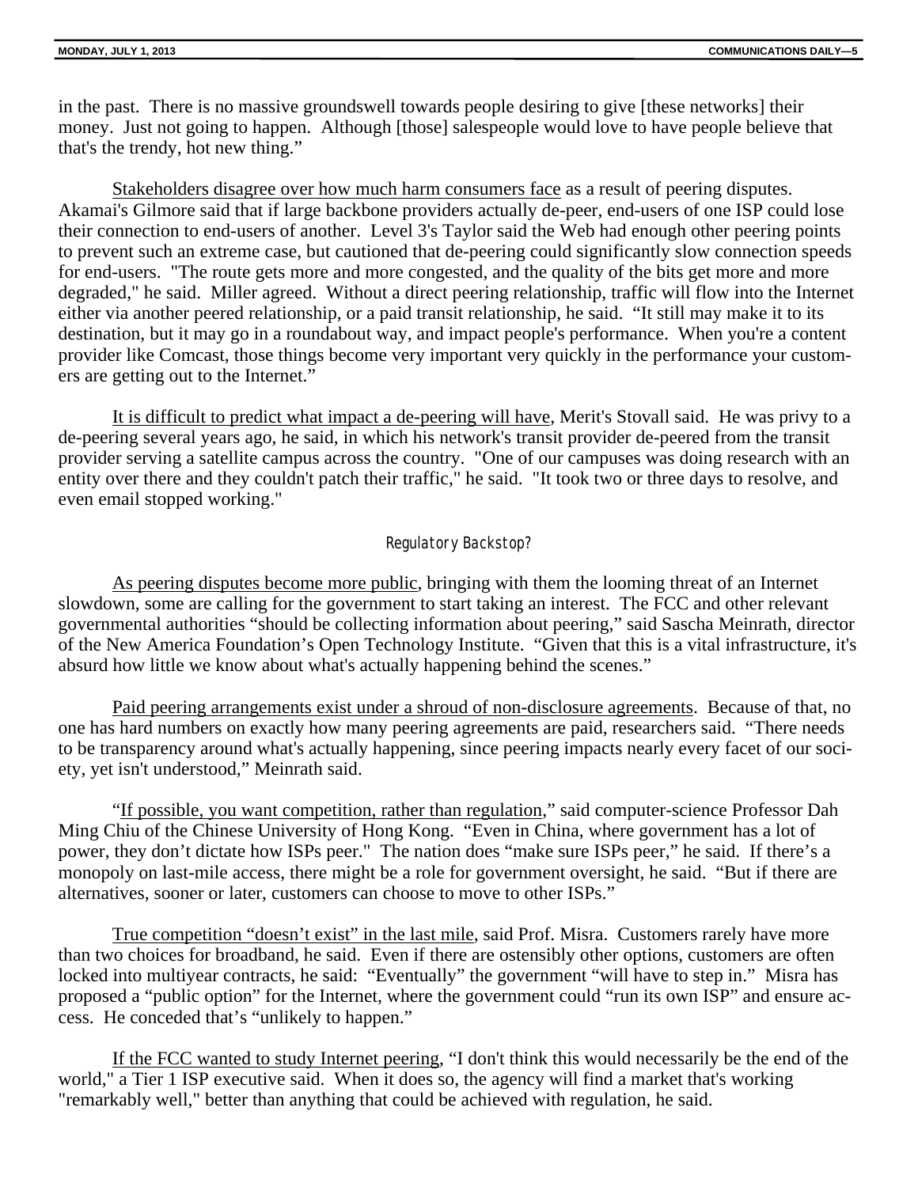in the past. There is no massive groundswell towards people desiring to give [these networks] their money. Just not going to happen. Although [those] salespeople would love to have people believe that that's the trendy, hot new thing."

<u>Stakeholders disagree over how much harm consumers face</u> as a result of peering disputes. Akamai's Gilmore said that if large backbone providers actually de-peer, end-users of one ISP could lose their connection to end-users of another. Level 3's Taylor said the Web had enough other peering points to prevent such an extreme case, but cautioned that de-peering could significantly slow connection speeds for end-users. "The route gets more and more congested, and the quality of the bits get more and more degraded," he said. Miller agreed. Without a direct peering relationship, traffic will flow into the Internet either via another peered relationship, or a paid transit relationship, he said. "It still may make it to its destination, but it may go in a roundabout way, and impact people's performance. When you're a content provider like Comcast, those things become very important very quickly in the performance your customers are getting out to the Internet."

<u>It is difficult to predict what impact a de-peering will have</u>, Merit's Stovall said. He was privy to a de-peering several years ago, he said, in which his network's transit provider de-peered from the transit provider serving a satellite campus across the country. "One of our campuses was doing research with an entity over there and they couldn't patch their traffic," he said. "It took two or three days to resolve, and even email stopped working."

### Regulatory Backstop?

<u>As peering disputes become more public</u>, bringing with them the looming threat of an Internet slowdown, some are calling for the government to start taking an interest. The FCC and other relevant governmental authorities "should be collecting information about peering," said Sascha Meinrath, director of the New America Foundation's Open Technology Institute. "Given that this is a vital infrastructure, it's absurd how little we know about what's actually happening behind the scenes."

<u>Paid peering arrangements exist under a shroud of non-disclosure agreements</u>. Because of that, no one has hard numbers on exactly how many peering agreements are paid, researchers said. "There needs to be transparency around what's actually happening, since peering impacts nearly every facet of our society, yet isn't understood," Meinrath said.

"<u>If possible, you want competition, rather than regulation</u>," said computer-science Professor Dah Ming Chiu of the Chinese University of Hong Kong. "Even in China, where government has a lot of power, they don't dictate how ISPs peer." The nation does "make sure ISPs peer," he said. If there's a monopoly on last-mile access, there might be a role for government oversight, he said. "But if there are alternatives, sooner or later, customers can choose to move to other ISPs."

<u>True competition "doesn't exist" in the last mile</u>, said Prof. Misra. Customers rarely have more than two choices for broadband, he said. Even if there are ostensibly other options, customers are often locked into multiyear contracts, he said: "Eventually" the government "will have to step in." Misra has proposed a "public option" for the Internet, where the government could "run its own ISP" and ensure access. He conceded that's "unlikely to happen."

<u>If the FCC wanted to study Internet peering</u>, "I don't think this would necessarily be the end of the world," a Tier 1 ISP executive said. When it does so, the agency will find a market that's working "remarkably well," better than anything that could be achieved with regulation, he said.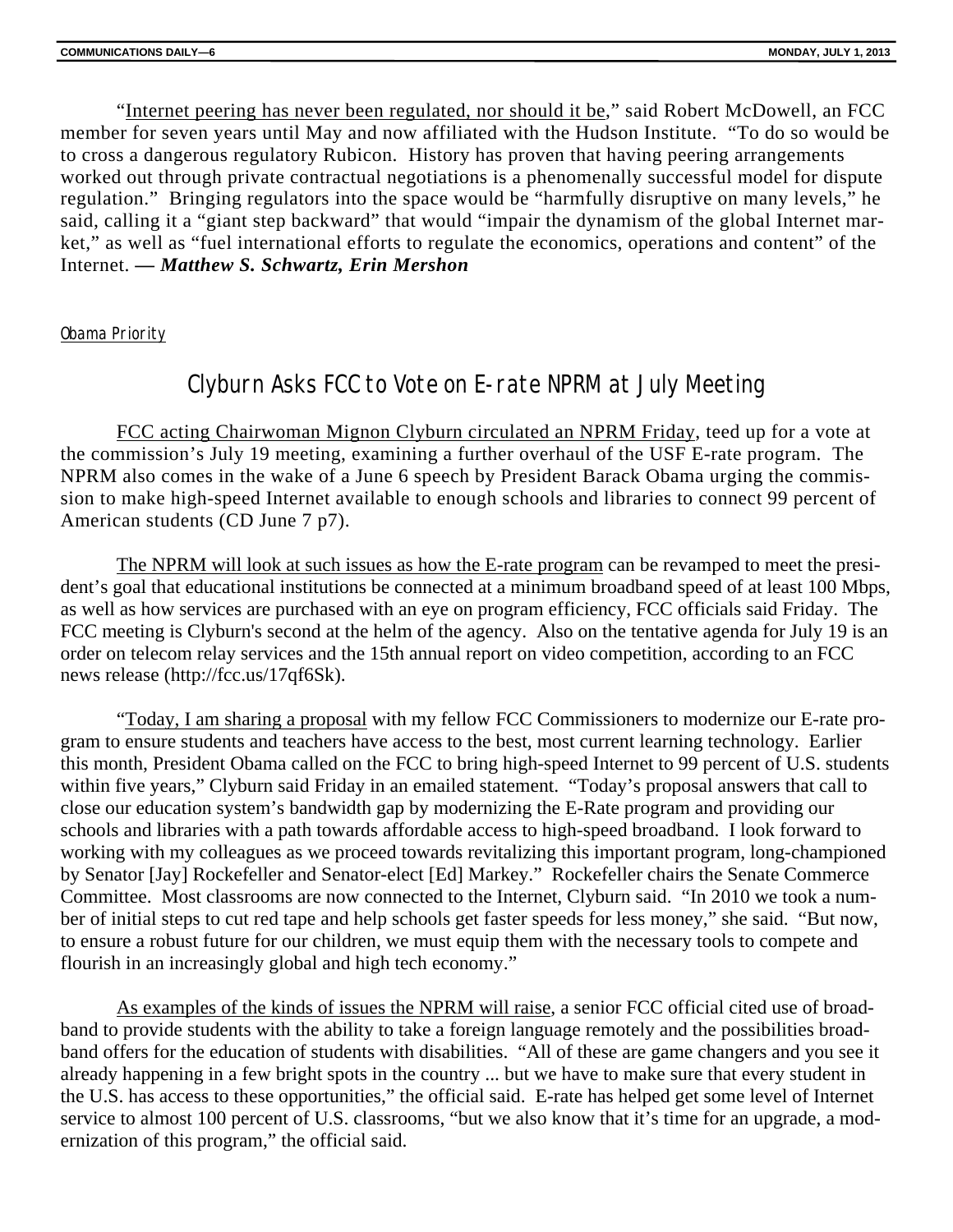"Internet peering has never been regulated, nor should it be," said Robert McDowell, an FCC member for seven years until May and now affiliated with the Hudson Institute. "To do so would be to cross a dangerous regulatory Rubicon. History has proven that having peering arrangements worked out through private contractual negotiations is a phenomenally successful model for dispute regulation." Bringing regulators into the space would be "harmfully disruptive on many levels," he said, calling it a "giant step backward" that would "impair the dynamism of the global Internet market," as well as "fuel international efforts to regulate the economics, operations and content" of the Internet. ***— Matthew S. Schwartz, Erin Mershon***

*Obama Priority*

## Clyburn Asks FCC to Vote on E-rate NPRM at July Meeting

FCC acting Chairwoman Mignon Clyburn circulated an NPRM Friday, teed up for a vote at the commission's July 19 meeting, examining a further overhaul of the USF E-rate program. The NPRM also comes in the wake of a June 6 speech by President Barack Obama urging the commission to make high-speed Internet available to enough schools and libraries to connect 99 percent of American students (CD June 7 p7).

The NPRM will look at such issues as how the E-rate program can be revamped to meet the president's goal that educational institutions be connected at a minimum broadband speed of at least 100 Mbps, as well as how services are purchased with an eye on program efficiency, FCC officials said Friday. The FCC meeting is Clyburn's second at the helm of the agency. Also on the tentative agenda for July 19 is an order on telecom relay services and the 15th annual report on video competition, according to an FCC news release (http://fcc.us/17qf6Sk).

"Today, I am sharing a proposal with my fellow FCC Commissioners to modernize our E-rate program to ensure students and teachers have access to the best, most current learning technology. Earlier this month, President Obama called on the FCC to bring high-speed Internet to 99 percent of U.S. students within five years," Clyburn said Friday in an emailed statement. "Today's proposal answers that call to close our education system's bandwidth gap by modernizing the E-Rate program and providing our schools and libraries with a path towards affordable access to high-speed broadband. I look forward to working with my colleagues as we proceed towards revitalizing this important program, long-championed by Senator [Jay] Rockefeller and Senator-elect [Ed] Markey." Rockefeller chairs the Senate Commerce Committee. Most classrooms are now connected to the Internet, Clyburn said. "In 2010 we took a number of initial steps to cut red tape and help schools get faster speeds for less money," she said. "But now, to ensure a robust future for our children, we must equip them with the necessary tools to compete and flourish in an increasingly global and high tech economy."

As examples of the kinds of issues the NPRM will raise, a senior FCC official cited use of broadband to provide students with the ability to take a foreign language remotely and the possibilities broadband offers for the education of students with disabilities. "All of these are game changers and you see it already happening in a few bright spots in the country ... but we have to make sure that every student in the U.S. has access to these opportunities," the official said. E-rate has helped get some level of Internet service to almost 100 percent of U.S. classrooms, "but we also know that it's time for an upgrade, a modernization of this program," the official said.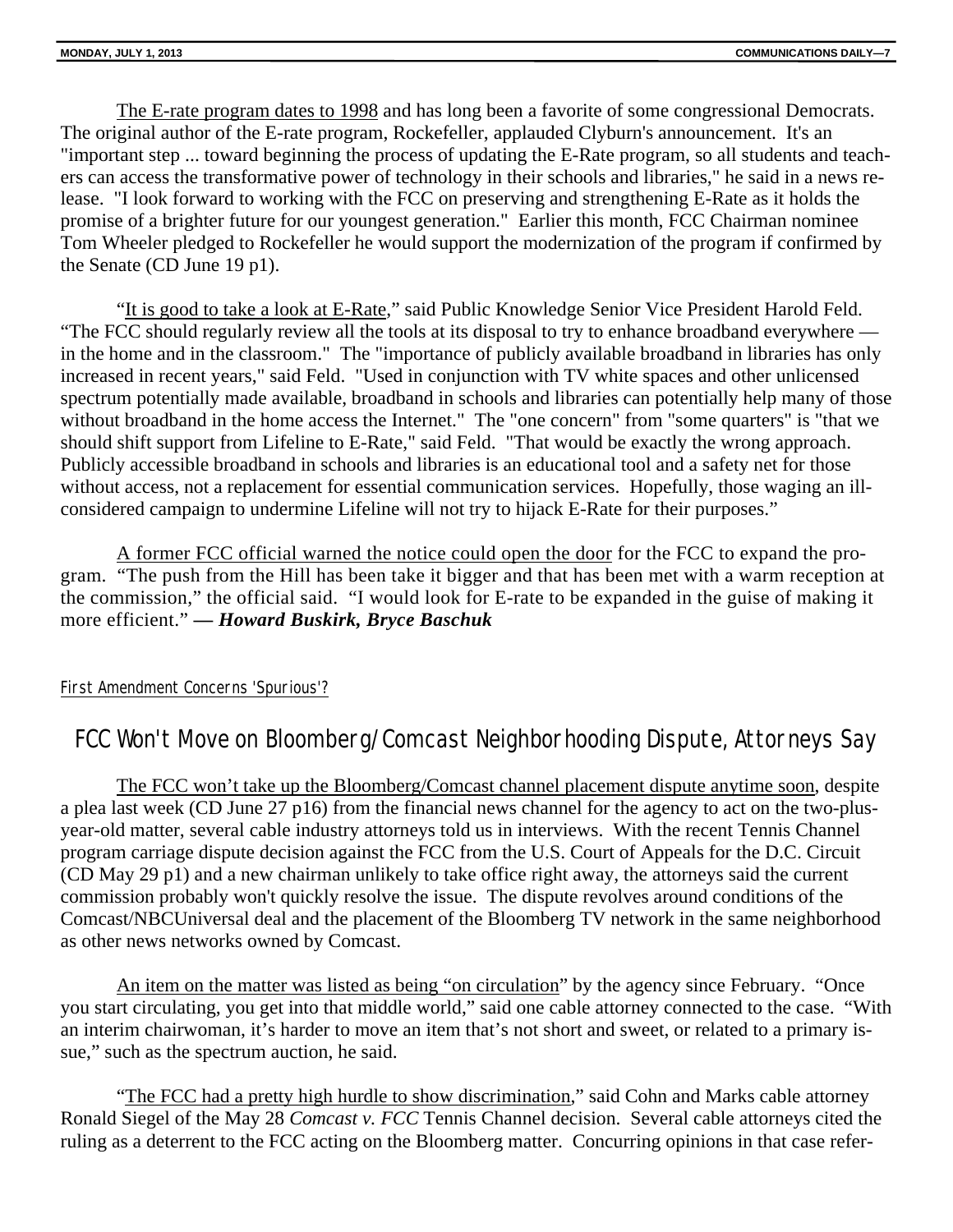The E-rate program dates to 1998 and has long been a favorite of some congressional Democrats. The original author of the E-rate program, Rockefeller, applauded Clyburn's announcement. It's an "important step ... toward beginning the process of updating the E-Rate program, so all students and teachers can access the transformative power of technology in their schools and libraries," he said in a news release. "I look forward to working with the FCC on preserving and strengthening E-Rate as it holds the promise of a brighter future for our youngest generation." Earlier this month, FCC Chairman nominee Tom Wheeler pledged to Rockefeller he would support the modernization of the program if confirmed by the Senate (CD June 19 p1).

"It is good to take a look at E-Rate," said Public Knowledge Senior Vice President Harold Feld. "The FCC should regularly review all the tools at its disposal to try to enhance broadband everywhere — in the home and in the classroom." The "importance of publicly available broadband in libraries has only increased in recent years," said Feld. "Used in conjunction with TV white spaces and other unlicensed spectrum potentially made available, broadband in schools and libraries can potentially help many of those without broadband in the home access the Internet." The "one concern" from "some quarters" is "that we should shift support from Lifeline to E-Rate," said Feld. "That would be exactly the wrong approach. Publicly accessible broadband in schools and libraries is an educational tool and a safety net for those without access, not a replacement for essential communication services. Hopefully, those waging an ill-considered campaign to undermine Lifeline will not try to hijack E-Rate for their purposes."

A former FCC official warned the notice could open the door for the FCC to expand the program. "The push from the Hill has been take it bigger and that has been met with a warm reception at the commission," the official said. "I would look for E-rate to be expanded in the guise of making it more efficient." ***— Howard Buskirk, Bryce Baschuk***

First Amendment Concerns 'Spurious'?

## FCC Won't Move on Bloomberg/Comcast Neighborhooding Dispute, Attorneys Say

The FCC won't take up the Bloomberg/Comcast channel placement dispute anytime soon, despite a plea last week (CD June 27 p16) from the financial news channel for the agency to act on the two-plus-year-old matter, several cable industry attorneys told us in interviews. With the recent Tennis Channel program carriage dispute decision against the FCC from the U.S. Court of Appeals for the D.C. Circuit (CD May 29 p1) and a new chairman unlikely to take office right away, the attorneys said the current commission probably won't quickly resolve the issue. The dispute revolves around conditions of the Comcast/NBCUniversal deal and the placement of the Bloomberg TV network in the same neighborhood as other news networks owned by Comcast.

An item on the matter was listed as being "on circulation" by the agency since February. "Once you start circulating, you get into that middle world," said one cable attorney connected to the case. "With an interim chairwoman, it's harder to move an item that's not short and sweet, or related to a primary issue," such as the spectrum auction, he said.

"The FCC had a pretty high hurdle to show discrimination," said Cohn and Marks cable attorney Ronald Siegel of the May 28 *Comcast v. FCC* Tennis Channel decision. Several cable attorneys cited the ruling as a deterrent to the FCC acting on the Bloomberg matter. Concurring opinions in that case refer-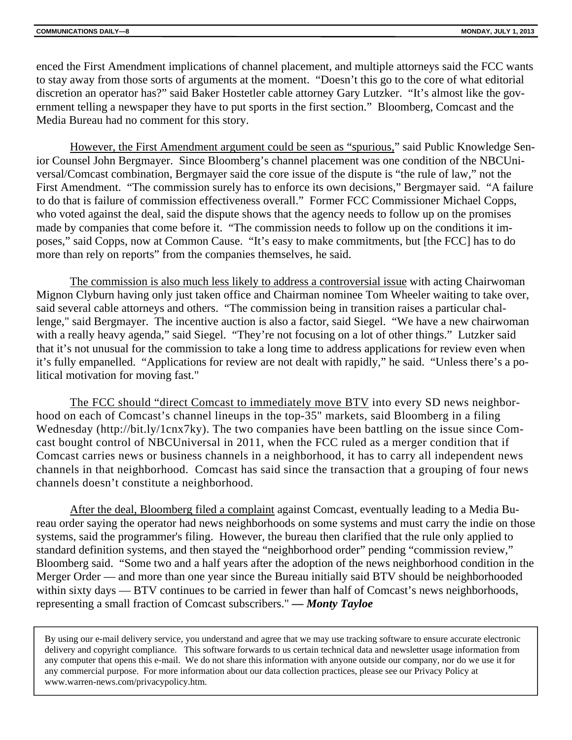enced the First Amendment implications of channel placement, and multiple attorneys said the FCC wants to stay away from those sorts of arguments at the moment. "Doesn't this go to the core of what editorial discretion an operator has?" said Baker Hostetler cable attorney Gary Lutzker. "It's almost like the government telling a newspaper they have to put sports in the first section." Bloomberg, Comcast and the Media Bureau had no comment for this story.

However, the First Amendment argument could be seen as "spurious," said Public Knowledge Senior Counsel John Bergmayer. Since Bloomberg's channel placement was one condition of the NBCUniversal/Comcast combination, Bergmayer said the core issue of the dispute is "the rule of law," not the First Amendment. "The commission surely has to enforce its own decisions," Bergmayer said. "A failure to do that is failure of commission effectiveness overall." Former FCC Commissioner Michael Copps, who voted against the deal, said the dispute shows that the agency needs to follow up on the promises made by companies that come before it. "The commission needs to follow up on the conditions it imposes," said Copps, now at Common Cause. "It's easy to make commitments, but [the FCC] has to do more than rely on reports" from the companies themselves, he said.

The commission is also much less likely to address a controversial issue with acting Chairwoman Mignon Clyburn having only just taken office and Chairman nominee Tom Wheeler waiting to take over, said several cable attorneys and others. "The commission being in transition raises a particular challenge," said Bergmayer. The incentive auction is also a factor, said Siegel. "We have a new chairwoman with a really heavy agenda," said Siegel. "They're not focusing on a lot of other things." Lutzker said that it's not unusual for the commission to take a long time to address applications for review even when it's fully empanelled. "Applications for review are not dealt with rapidly," he said. "Unless there's a political motivation for moving fast."

The FCC should "direct Comcast to immediately move BTV into every SD news neighborhood on each of Comcast's channel lineups in the top-35" markets, said Bloomberg in a filing Wednesday (http://bit.ly/1cnx7ky). The two companies have been battling on the issue since Comcast bought control of NBCUniversal in 2011, when the FCC ruled as a merger condition that if Comcast carries news or business channels in a neighborhood, it has to carry all independent news channels in that neighborhood. Comcast has said since the transaction that a grouping of four news channels doesn't constitute a neighborhood.

After the deal, Bloomberg filed a complaint against Comcast, eventually leading to a Media Bureau order saying the operator had news neighborhoods on some systems and must carry the indie on those systems, said the programmer's filing. However, the bureau then clarified that the rule only applied to standard definition systems, and then stayed the "neighborhood order" pending "commission review," Bloomberg said. "Some two and a half years after the adoption of the news neighborhood condition in the Merger Order — and more than one year since the Bureau initially said BTV should be neighborhooded within sixty days — BTV continues to be carried in fewer than half of Comcast's news neighborhoods, representing a small fraction of Comcast subscribers." ***— Monty Tayloe***

By using our e-mail delivery service, you understand and agree that we may use tracking software to ensure accurate electronic delivery and copyright compliance. This software forwards to us certain technical data and newsletter usage information from any computer that opens this e-mail. We do not share this information with anyone outside our company, nor do we use it for any commercial purpose. For more information about our data collection practices, please see our Privacy Policy at www.warren-news.com/privacypolicy.htm.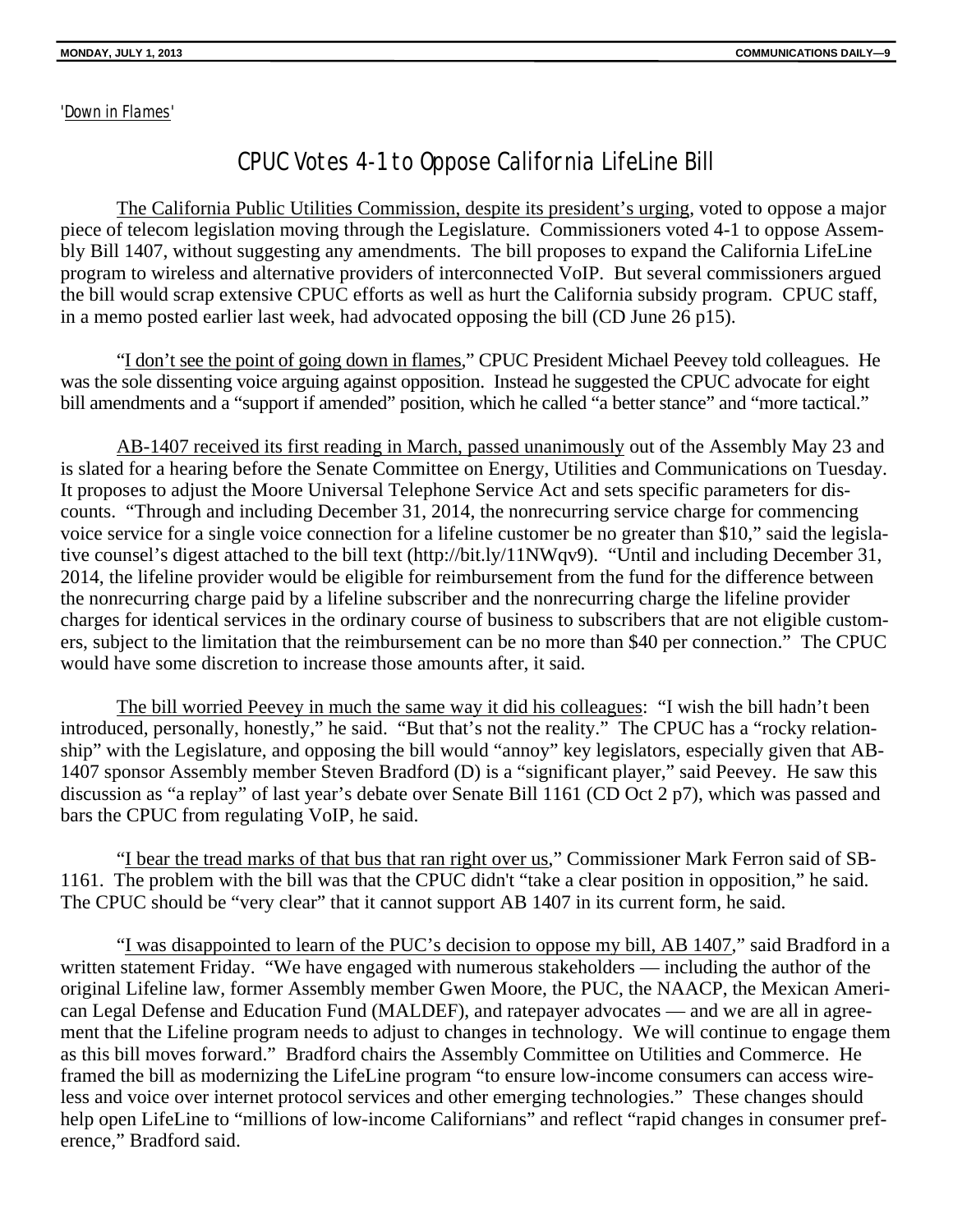*'Down in Flames'*

# CPUC Votes 4-1 to Oppose California LifeLine Bill

The California Public Utilities Commission, despite its president's urging, voted to oppose a major piece of telecom legislation moving through the Legislature. Commissioners voted 4-1 to oppose Assembly Bill 1407, without suggesting any amendments. The bill proposes to expand the California LifeLine program to wireless and alternative providers of interconnected VoIP. But several commissioners argued the bill would scrap extensive CPUC efforts as well as hurt the California subsidy program. CPUC staff, in a memo posted earlier last week, had advocated opposing the bill (CD June 26 p15).

"I don't see the point of going down in flames," CPUC President Michael Peevey told colleagues. He was the sole dissenting voice arguing against opposition. Instead he suggested the CPUC advocate for eight bill amendments and a "support if amended" position, which he called "a better stance" and "more tactical."

AB-1407 received its first reading in March, passed unanimously out of the Assembly May 23 and is slated for a hearing before the Senate Committee on Energy, Utilities and Communications on Tuesday. It proposes to adjust the Moore Universal Telephone Service Act and sets specific parameters for discounts. "Through and including December 31, 2014, the nonrecurring service charge for commencing voice service for a single voice connection for a lifeline customer be no greater than $10," said the legislative counsel's digest attached to the bill text (http://bit.ly/11NWqv9). "Until and including December 31, 2014, the lifeline provider would be eligible for reimbursement from the fund for the difference between the nonrecurring charge paid by a lifeline subscriber and the nonrecurring charge the lifeline provider charges for identical services in the ordinary course of business to subscribers that are not eligible customers, subject to the limitation that the reimbursement can be no more than $40 per connection." The CPUC would have some discretion to increase those amounts after, it said.

The bill worried Peevey in much the same way it did his colleagues: "I wish the bill hadn't been introduced, personally, honestly," he said. "But that's not the reality." The CPUC has a "rocky relationship" with the Legislature, and opposing the bill would "annoy" key legislators, especially given that AB-1407 sponsor Assembly member Steven Bradford (D) is a "significant player," said Peevey. He saw this discussion as "a replay" of last year's debate over Senate Bill 1161 (CD Oct 2 p7), which was passed and bars the CPUC from regulating VoIP, he said.

"I bear the tread marks of that bus that ran right over us," Commissioner Mark Ferron said of SB-1161. The problem with the bill was that the CPUC didn't "take a clear position in opposition," he said. The CPUC should be "very clear" that it cannot support AB 1407 in its current form, he said.

"I was disappointed to learn of the PUC's decision to oppose my bill, AB 1407," said Bradford in a written statement Friday. "We have engaged with numerous stakeholders — including the author of the original Lifeline law, former Assembly member Gwen Moore, the PUC, the NAACP, the Mexican American Legal Defense and Education Fund (MALDEF), and ratepayer advocates — and we are all in agreement that the Lifeline program needs to adjust to changes in technology. We will continue to engage them as this bill moves forward." Bradford chairs the Assembly Committee on Utilities and Commerce. He framed the bill as modernizing the LifeLine program "to ensure low-income consumers can access wireless and voice over internet protocol services and other emerging technologies." These changes should help open LifeLine to "millions of low-income Californians" and reflect "rapid changes in consumer preference," Bradford said.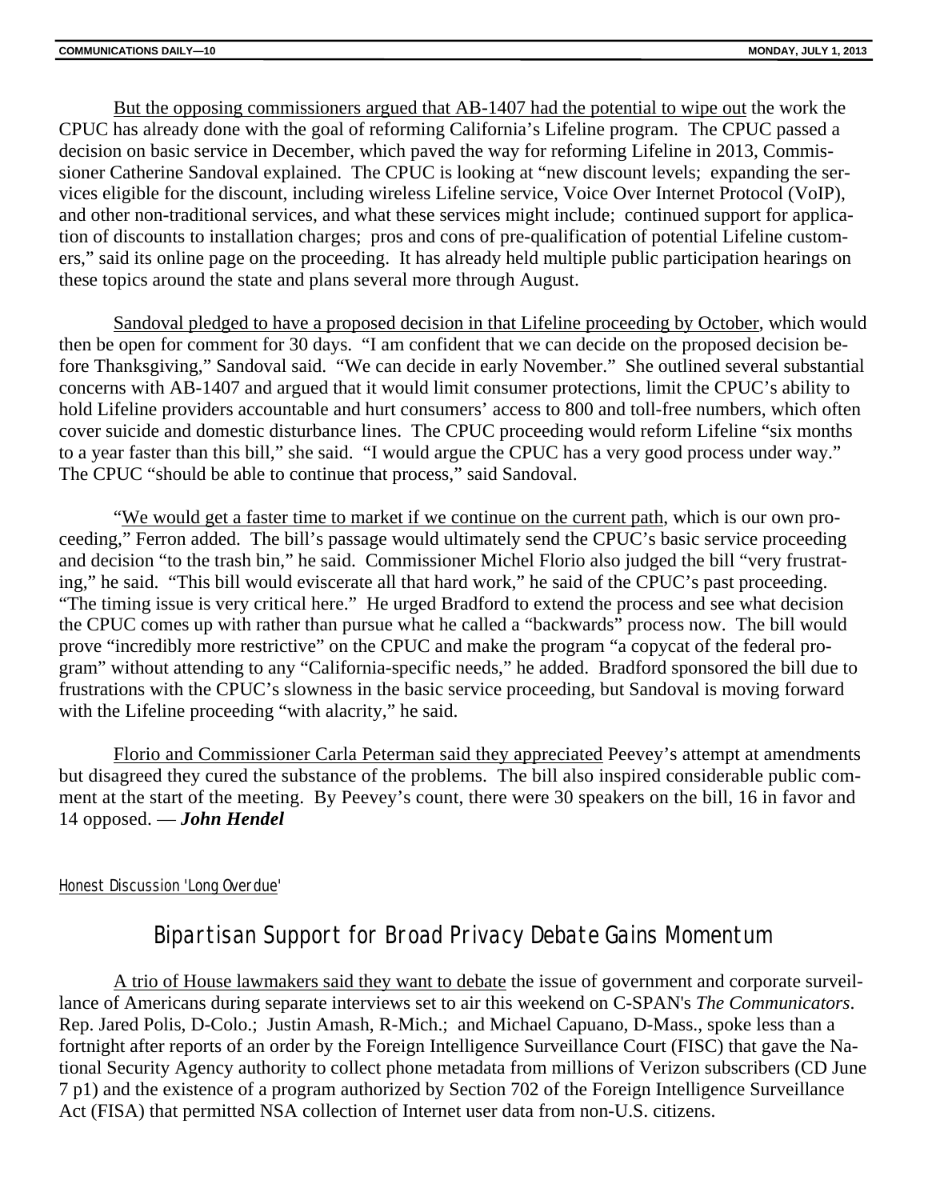But the opposing commissioners argued that AB-1407 had the potential to wipe out the work the CPUC has already done with the goal of reforming California's Lifeline program. The CPUC passed a decision on basic service in December, which paved the way for reforming Lifeline in 2013, Commissioner Catherine Sandoval explained. The CPUC is looking at "new discount levels; expanding the services eligible for the discount, including wireless Lifeline service, Voice Over Internet Protocol (VoIP), and other non-traditional services, and what these services might include; continued support for application of discounts to installation charges; pros and cons of pre-qualification of potential Lifeline customers," said its online page on the proceeding. It has already held multiple public participation hearings on these topics around the state and plans several more through August.

Sandoval pledged to have a proposed decision in that Lifeline proceeding by October, which would then be open for comment for 30 days. "I am confident that we can decide on the proposed decision before Thanksgiving," Sandoval said. "We can decide in early November." She outlined several substantial concerns with AB-1407 and argued that it would limit consumer protections, limit the CPUC's ability to hold Lifeline providers accountable and hurt consumers' access to 800 and toll-free numbers, which often cover suicide and domestic disturbance lines. The CPUC proceeding would reform Lifeline "six months to a year faster than this bill," she said. "I would argue the CPUC has a very good process under way." The CPUC "should be able to continue that process," said Sandoval.

"We would get a faster time to market if we continue on the current path, which is our own proceeding," Ferron added. The bill's passage would ultimately send the CPUC's basic service proceeding and decision "to the trash bin," he said. Commissioner Michel Florio also judged the bill "very frustrating," he said. "This bill would eviscerate all that hard work," he said of the CPUC's past proceeding. "The timing issue is very critical here." He urged Bradford to extend the process and see what decision the CPUC comes up with rather than pursue what he called a "backwards" process now. The bill would prove "incredibly more restrictive" on the CPUC and make the program "a copycat of the federal program" without attending to any "California-specific needs," he added. Bradford sponsored the bill due to frustrations with the CPUC's slowness in the basic service proceeding, but Sandoval is moving forward with the Lifeline proceeding "with alacrity," he said.

Florio and Commissioner Carla Peterman said they appreciated Peevey's attempt at amendments but disagreed they cured the substance of the problems. The bill also inspired considerable public comment at the start of the meeting. By Peevey's count, there were 30 speakers on the bill, 16 in favor and 14 opposed. — ***John Hendel***

Honest Discussion 'Long Overdue'

## Bipartisan Support for Broad Privacy Debate Gains Momentum

A trio of House lawmakers said they want to debate the issue of government and corporate surveillance of Americans during separate interviews set to air this weekend on C-SPAN's *The Communicators*. Rep. Jared Polis, D-Colo.; Justin Amash, R-Mich.; and Michael Capuano, D-Mass., spoke less than a fortnight after reports of an order by the Foreign Intelligence Surveillance Court (FISC) that gave the National Security Agency authority to collect phone metadata from millions of Verizon subscribers (CD June 7 p1) and the existence of a program authorized by Section 702 of the Foreign Intelligence Surveillance Act (FISA) that permitted NSA collection of Internet user data from non-U.S. citizens.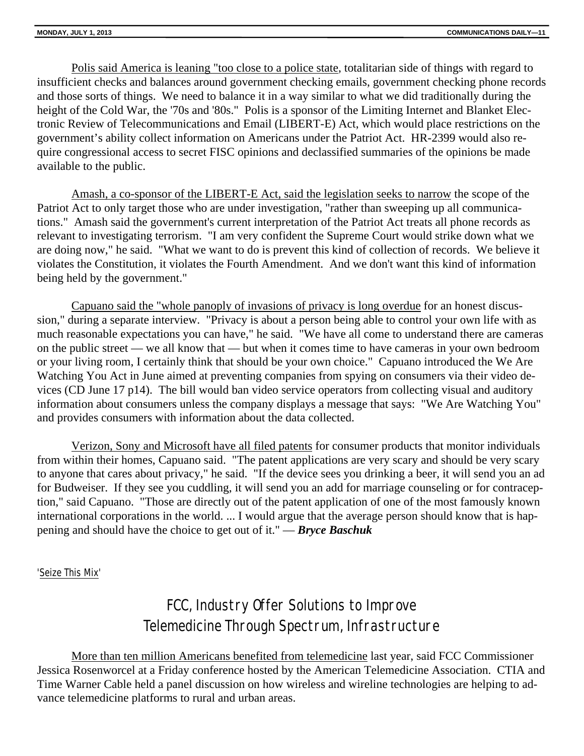Polis said America is leaning "too close to a police state, totalitarian side of things with regard to insufficient checks and balances around government checking emails, government checking phone records and those sorts of things. We need to balance it in a way similar to what we did traditionally during the height of the Cold War, the '70s and '80s." Polis is a sponsor of the Limiting Internet and Blanket Electronic Review of Telecommunications and Email (LIBERT-E) Act, which would place restrictions on the government's ability collect information on Americans under the Patriot Act. HR-2399 would also require congressional access to secret FISC opinions and declassified summaries of the opinions be made available to the public.

Amash, a co-sponsor of the LIBERT-E Act, said the legislation seeks to narrow the scope of the Patriot Act to only target those who are under investigation, "rather than sweeping up all communications." Amash said the government's current interpretation of the Patriot Act treats all phone records as relevant to investigating terrorism. "I am very confident the Supreme Court would strike down what we are doing now," he said. "What we want to do is prevent this kind of collection of records. We believe it violates the Constitution, it violates the Fourth Amendment. And we don't want this kind of information being held by the government."

Capuano said the "whole panoply of invasions of privacy is long overdue for an honest discussion," during a separate interview. "Privacy is about a person being able to control your own life with as much reasonable expectations you can have," he said. "We have all come to understand there are cameras on the public street — we all know that — but when it comes time to have cameras in your own bedroom or your living room, I certainly think that should be your own choice." Capuano introduced the We Are Watching You Act in June aimed at preventing companies from spying on consumers via their video devices (CD June 17 p14). The bill would ban video service operators from collecting visual and auditory information about consumers unless the company displays a message that says: "We Are Watching You" and provides consumers with information about the data collected.

Verizon, Sony and Microsoft have all filed patents for consumer products that monitor individuals from within their homes, Capuano said. "The patent applications are very scary and should be very scary to anyone that cares about privacy," he said. "If the device sees you drinking a beer, it will send you an ad for Budweiser. If they see you cuddling, it will send you an add for marriage counseling or for contraception," said Capuano. "Those are directly out of the patent application of one of the most famously known international corporations in the world. ... I would argue that the average person should know that is happening and should have the choice to get out of it." — ***Bryce Baschuk***

'Seize This Mix'

## FCC, Industry Offer Solutions to Improve Telemedicine Through Spectrum, Infrastructure

More than ten million Americans benefited from telemedicine last year, said FCC Commissioner Jessica Rosenworcel at a Friday conference hosted by the American Telemedicine Association. CTIA and Time Warner Cable held a panel discussion on how wireless and wireline technologies are helping to advance telemedicine platforms to rural and urban areas.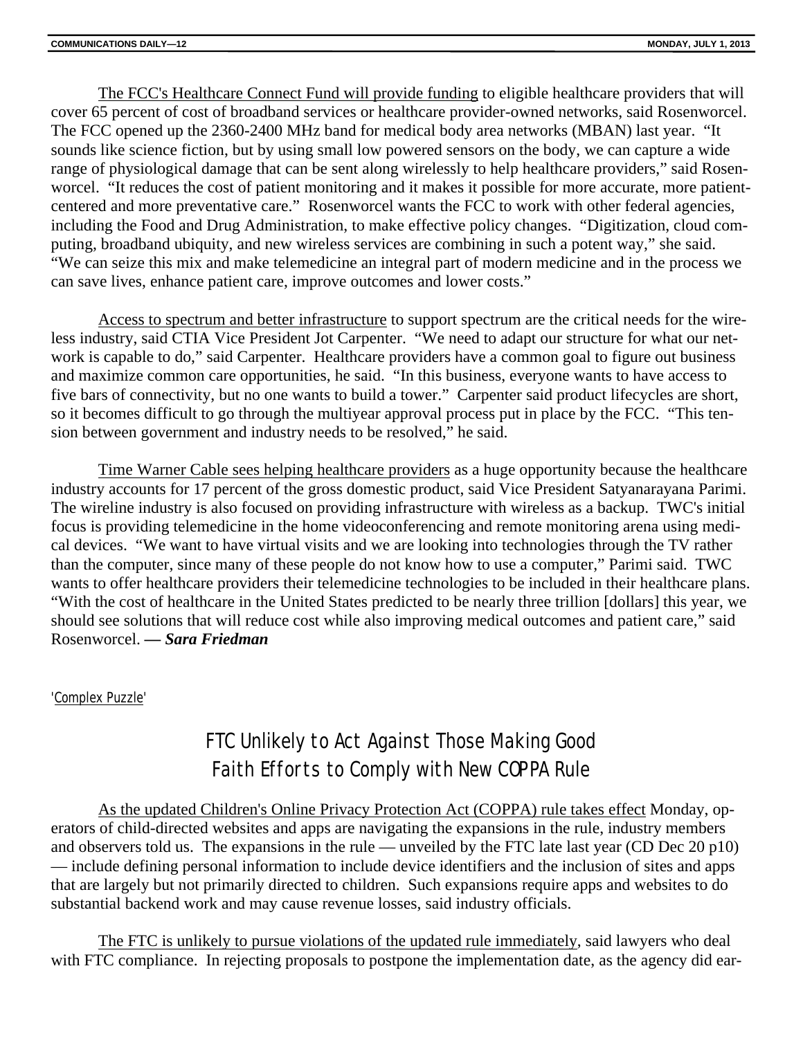The FCC's Healthcare Connect Fund will provide funding to eligible healthcare providers that will cover 65 percent of cost of broadband services or healthcare provider-owned networks, said Rosenworcel. The FCC opened up the 2360-2400 MHz band for medical body area networks (MBAN) last year. "It sounds like science fiction, but by using small low powered sensors on the body, we can capture a wide range of physiological damage that can be sent along wirelessly to help healthcare providers," said Rosenworcel. "It reduces the cost of patient monitoring and it makes it possible for more accurate, more patient-centered and more preventative care." Rosenworcel wants the FCC to work with other federal agencies, including the Food and Drug Administration, to make effective policy changes. "Digitization, cloud computing, broadband ubiquity, and new wireless services are combining in such a potent way," she said. "We can seize this mix and make telemedicine an integral part of modern medicine and in the process we can save lives, enhance patient care, improve outcomes and lower costs."

Access to spectrum and better infrastructure to support spectrum are the critical needs for the wireless industry, said CTIA Vice President Jot Carpenter. "We need to adapt our structure for what our network is capable to do," said Carpenter. Healthcare providers have a common goal to figure out business and maximize common care opportunities, he said. "In this business, everyone wants to have access to five bars of connectivity, but no one wants to build a tower." Carpenter said product lifecycles are short, so it becomes difficult to go through the multiyear approval process put in place by the FCC. "This tension between government and industry needs to be resolved," he said.

Time Warner Cable sees helping healthcare providers as a huge opportunity because the healthcare industry accounts for 17 percent of the gross domestic product, said Vice President Satyanarayana Parimi. The wireline industry is also focused on providing infrastructure with wireless as a backup. TWC's initial focus is providing telemedicine in the home videoconferencing and remote monitoring arena using medical devices. "We want to have virtual visits and we are looking into technologies through the TV rather than the computer, since many of these people do not know how to use a computer," Parimi said. TWC wants to offer healthcare providers their telemedicine technologies to be included in their healthcare plans. "With the cost of healthcare in the United States predicted to be nearly three trillion [dollars] this year, we should see solutions that will reduce cost while also improving medical outcomes and patient care," said Rosenworcel. ***— Sara Friedman***

'Complex Puzzle'

## FTC Unlikely to Act Against Those Making Good Faith Efforts to Comply with New COPPA Rule

As the updated Children's Online Privacy Protection Act (COPPA) rule takes effect Monday, operators of child-directed websites and apps are navigating the expansions in the rule, industry members and observers told us. The expansions in the rule — unveiled by the FTC late last year (CD Dec 20 p10) — include defining personal information to include device identifiers and the inclusion of sites and apps that are largely but not primarily directed to children. Such expansions require apps and websites to do substantial backend work and may cause revenue losses, said industry officials.

The FTC is unlikely to pursue violations of the updated rule immediately, said lawyers who deal with FTC compliance. In rejecting proposals to postpone the implementation date, as the agency did ear-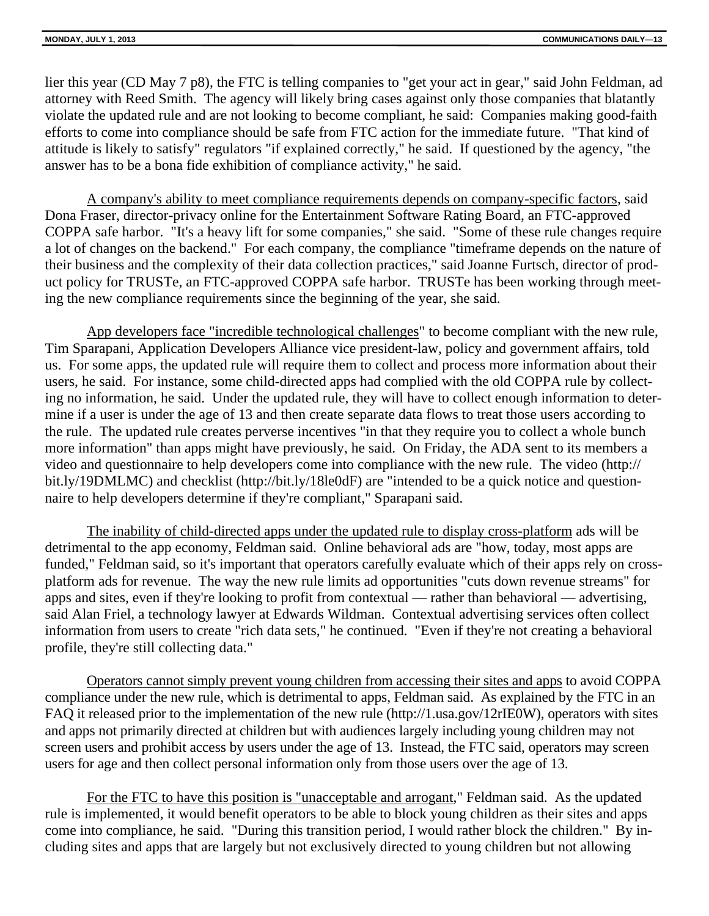lier this year (CD May 7 p8), the FTC is telling companies to "get your act in gear," said John Feldman, ad attorney with Reed Smith. The agency will likely bring cases against only those companies that blatantly violate the updated rule and are not looking to become compliant, he said: Companies making good-faith efforts to come into compliance should be safe from FTC action for the immediate future. "That kind of attitude is likely to satisfy" regulators "if explained correctly," he said. If questioned by the agency, "the answer has to be a bona fide exhibition of compliance activity," he said.

A company's ability to meet compliance requirements depends on company-specific factors, said Dona Fraser, director-privacy online for the Entertainment Software Rating Board, an FTC-approved COPPA safe harbor. "It's a heavy lift for some companies," she said. "Some of these rule changes require a lot of changes on the backend." For each company, the compliance "timeframe depends on the nature of their business and the complexity of their data collection practices," said Joanne Furtsch, director of product policy for TRUSTe, an FTC-approved COPPA safe harbor. TRUSTe has been working through meeting the new compliance requirements since the beginning of the year, she said.

App developers face "incredible technological challenges" to become compliant with the new rule, Tim Sparapani, Application Developers Alliance vice president-law, policy and government affairs, told us. For some apps, the updated rule will require them to collect and process more information about their users, he said. For instance, some child-directed apps had complied with the old COPPA rule by collecting no information, he said. Under the updated rule, they will have to collect enough information to determine if a user is under the age of 13 and then create separate data flows to treat those users according to the rule. The updated rule creates perverse incentives "in that they require you to collect a whole bunch more information" than apps might have previously, he said. On Friday, the ADA sent to its members a video and questionnaire to help developers come into compliance with the new rule. The video (http://bit.ly/19DMLMC) and checklist (http://bit.ly/18le0dF) are "intended to be a quick notice and questionnaire to help developers determine if they're compliant," Sparapani said.

The inability of child-directed apps under the updated rule to display cross-platform ads will be detrimental to the app economy, Feldman said. Online behavioral ads are "how, today, most apps are funded," Feldman said, so it's important that operators carefully evaluate which of their apps rely on cross-platform ads for revenue. The way the new rule limits ad opportunities "cuts down revenue streams" for apps and sites, even if they're looking to profit from contextual — rather than behavioral — advertising, said Alan Friel, a technology lawyer at Edwards Wildman. Contextual advertising services often collect information from users to create "rich data sets," he continued. "Even if they're not creating a behavioral profile, they're still collecting data."

Operators cannot simply prevent young children from accessing their sites and apps to avoid COPPA compliance under the new rule, which is detrimental to apps, Feldman said. As explained by the FTC in an FAQ it released prior to the implementation of the new rule (http://1.usa.gov/12rIE0W), operators with sites and apps not primarily directed at children but with audiences largely including young children may not screen users and prohibit access by users under the age of 13. Instead, the FTC said, operators may screen users for age and then collect personal information only from those users over the age of 13.

For the FTC to have this position is "unacceptable and arrogant," Feldman said. As the updated rule is implemented, it would benefit operators to be able to block young children as their sites and apps come into compliance, he said. "During this transition period, I would rather block the children." By including sites and apps that are largely but not exclusively directed to young children but not allowing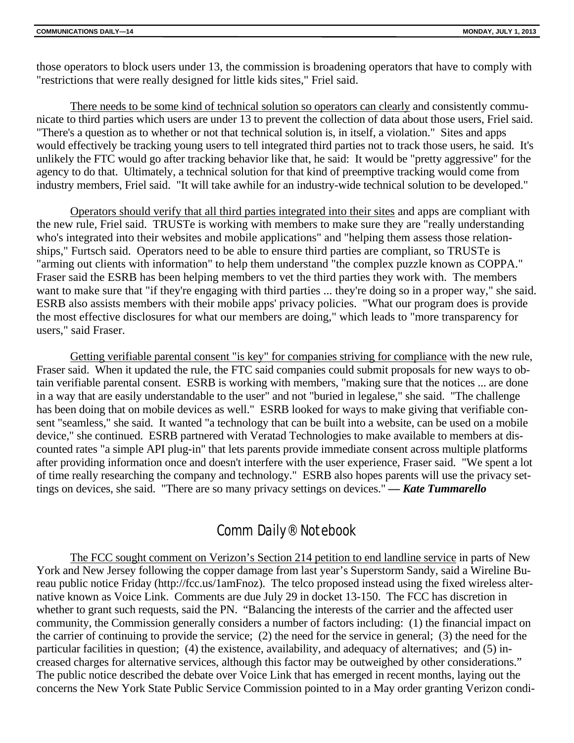those operators to block users under 13, the commission is broadening operators that have to comply with "restrictions that were really designed for little kids sites," Friel said.

There needs to be some kind of technical solution so operators can clearly and consistently communicate to third parties which users are under 13 to prevent the collection of data about those users, Friel said. "There's a question as to whether or not that technical solution is, in itself, a violation." Sites and apps would effectively be tracking young users to tell integrated third parties not to track those users, he said. It's unlikely the FTC would go after tracking behavior like that, he said: It would be "pretty aggressive" for the agency to do that. Ultimately, a technical solution for that kind of preemptive tracking would come from industry members, Friel said. "It will take awhile for an industry-wide technical solution to be developed."

Operators should verify that all third parties integrated into their sites and apps are compliant with the new rule, Friel said. TRUSTe is working with members to make sure they are "really understanding who's integrated into their websites and mobile applications" and "helping them assess those relationships," Furtsch said. Operators need to be able to ensure third parties are compliant, so TRUSTe is "arming out clients with information" to help them understand "the complex puzzle known as COPPA." Fraser said the ESRB has been helping members to vet the third parties they work with. The members want to make sure that "if they're engaging with third parties ... they're doing so in a proper way," she said. ESRB also assists members with their mobile apps' privacy policies. "What our program does is provide the most effective disclosures for what our members are doing," which leads to "more transparency for users," said Fraser.

Getting verifiable parental consent "is key" for companies striving for compliance with the new rule, Fraser said. When it updated the rule, the FTC said companies could submit proposals for new ways to obtain verifiable parental consent. ESRB is working with members, "making sure that the notices ... are done in a way that are easily understandable to the user" and not "buried in legalese," she said. "The challenge has been doing that on mobile devices as well." ESRB looked for ways to make giving that verifiable consent "seamless," she said. It wanted "a technology that can be built into a website, can be used on a mobile device," she continued. ESRB partnered with Veratad Technologies to make available to members at discounted rates "a simple API plug-in" that lets parents provide immediate consent across multiple platforms after providing information once and doesn't interfere with the user experience, Fraser said. "We spent a lot of time really researching the company and technology." ESRB also hopes parents will use the privacy settings on devices, she said. "There are so many privacy settings on devices." ***— Kate Tummarello***

## Comm Daily® Notebook

The FCC sought comment on Verizon's Section 214 petition to end landline service in parts of New York and New Jersey following the copper damage from last year's Superstorm Sandy, said a Wireline Bureau public notice Friday (http://fcc.us/1amFnoz). The telco proposed instead using the fixed wireless alternative known as Voice Link. Comments are due July 29 in docket 13-150. The FCC has discretion in whether to grant such requests, said the PN. "Balancing the interests of the carrier and the affected user community, the Commission generally considers a number of factors including: (1) the financial impact on the carrier of continuing to provide the service; (2) the need for the service in general; (3) the need for the particular facilities in question; (4) the existence, availability, and adequacy of alternatives; and (5) increased charges for alternative services, although this factor may be outweighed by other considerations." The public notice described the debate over Voice Link that has emerged in recent months, laying out the concerns the New York State Public Service Commission pointed to in a May order granting Verizon condi-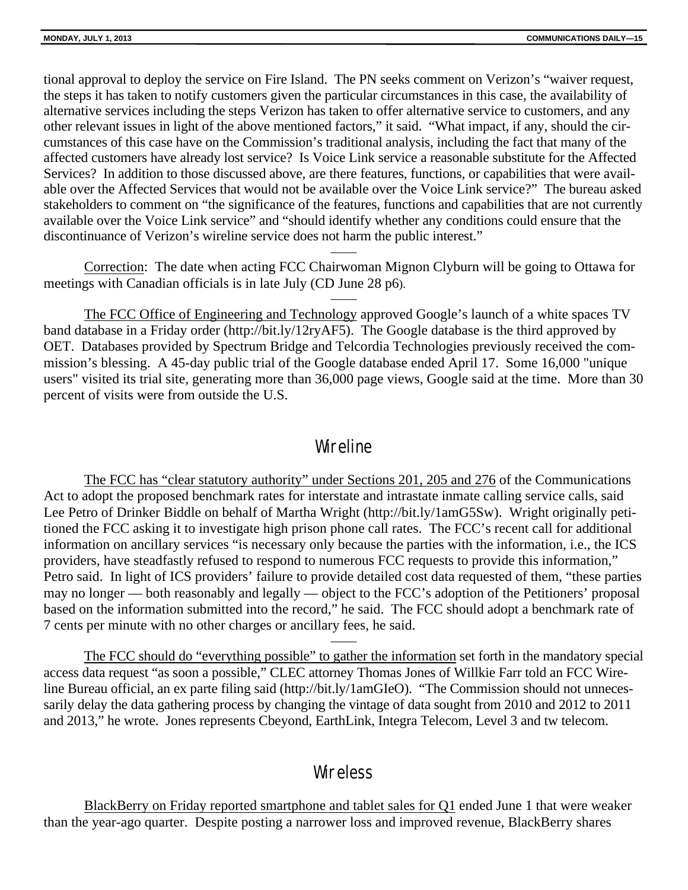tional approval to deploy the service on Fire Island. The PN seeks comment on Verizon's "waiver request, the steps it has taken to notify customers given the particular circumstances in this case, the availability of alternative services including the steps Verizon has taken to offer alternative service to customers, and any other relevant issues in light of the above mentioned factors," it said. "What impact, if any, should the circumstances of this case have on the Commission's traditional analysis, including the fact that many of the affected customers have already lost service? Is Voice Link service a reasonable substitute for the Affected Services? In addition to those discussed above, are there features, functions, or capabilities that were available over the Affected Services that would not be available over the Voice Link service?" The bureau asked stakeholders to comment on "the significance of the features, functions and capabilities that are not currently available over the Voice Link service" and "should identify whether any conditions could ensure that the discontinuance of Verizon's wireline service does not harm the public interest."

——

Correction: The date when acting FCC Chairwoman Mignon Clyburn will be going to Ottawa for meetings with Canadian officials is in late July (CD June 28 p6).

——

The FCC Office of Engineering and Technology approved Google's launch of a white spaces TV band database in a Friday order (http://bit.ly/12ryAF5). The Google database is the third approved by OET. Databases provided by Spectrum Bridge and Telcordia Technologies previously received the commission's blessing. A 45-day public trial of the Google database ended April 17. Some 16,000 "unique users" visited its trial site, generating more than 36,000 page views, Google said at the time. More than 30 percent of visits were from outside the U.S.

## Wireline

The FCC has "clear statutory authority" under Sections 201, 205 and 276 of the Communications Act to adopt the proposed benchmark rates for interstate and intrastate inmate calling service calls, said Lee Petro of Drinker Biddle on behalf of Martha Wright (http://bit.ly/1amG5Sw). Wright originally petitioned the FCC asking it to investigate high prison phone call rates. The FCC's recent call for additional information on ancillary services "is necessary only because the parties with the information, i.e., the ICS providers, have steadfastly refused to respond to numerous FCC requests to provide this information," Petro said. In light of ICS providers' failure to provide detailed cost data requested of them, "these parties may no longer — both reasonably and legally — object to the FCC's adoption of the Petitioners' proposal based on the information submitted into the record," he said. The FCC should adopt a benchmark rate of 7 cents per minute with no other charges or ancillary fees, he said.

——

The FCC should do "everything possible" to gather the information set forth in the mandatory special access data request "as soon a possible," CLEC attorney Thomas Jones of Willkie Farr told an FCC Wireline Bureau official, an ex parte filing said (http://bit.ly/1amGIeO). "The Commission should not unnecessarily delay the data gathering process by changing the vintage of data sought from 2010 and 2012 to 2011 and 2013," he wrote. Jones represents Cbeyond, EarthLink, Integra Telecom, Level 3 and tw telecom.

## Wireless

BlackBerry on Friday reported smartphone and tablet sales for Q1 ended June 1 that were weaker than the year-ago quarter. Despite posting a narrower loss and improved revenue, BlackBerry shares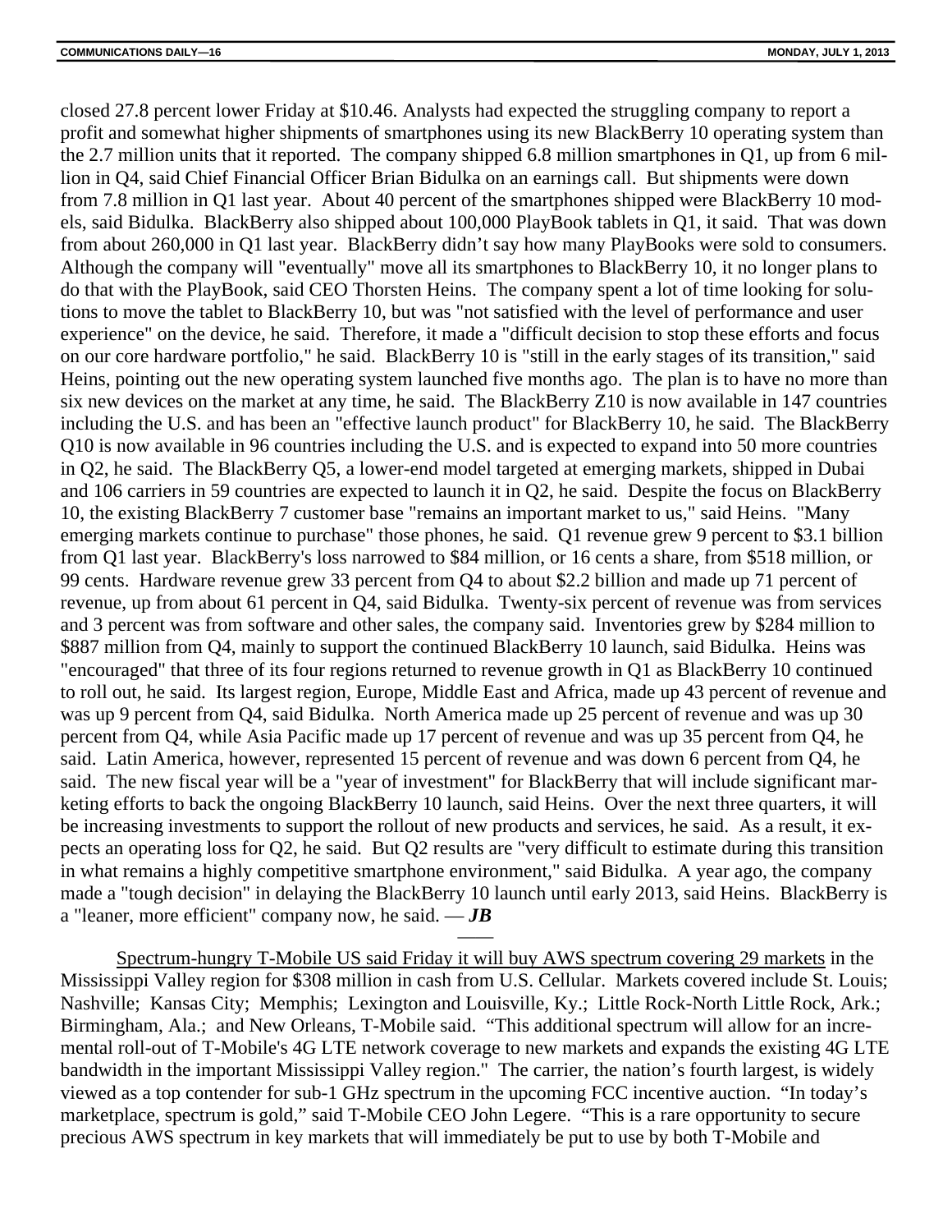closed 27.8 percent lower Friday at $10.46. Analysts had expected the struggling company to report a profit and somewhat higher shipments of smartphones using its new BlackBerry 10 operating system than the 2.7 million units that it reported. The company shipped 6.8 million smartphones in Q1, up from 6 million in Q4, said Chief Financial Officer Brian Bidulka on an earnings call. But shipments were down from 7.8 million in Q1 last year. About 40 percent of the smartphones shipped were BlackBerry 10 models, said Bidulka. BlackBerry also shipped about 100,000 PlayBook tablets in Q1, it said. That was down from about 260,000 in Q1 last year. BlackBerry didn't say how many PlayBooks were sold to consumers. Although the company will "eventually" move all its smartphones to BlackBerry 10, it no longer plans to do that with the PlayBook, said CEO Thorsten Heins. The company spent a lot of time looking for solutions to move the tablet to BlackBerry 10, but was "not satisfied with the level of performance and user experience" on the device, he said. Therefore, it made a "difficult decision to stop these efforts and focus on our core hardware portfolio," he said. BlackBerry 10 is "still in the early stages of its transition," said Heins, pointing out the new operating system launched five months ago. The plan is to have no more than six new devices on the market at any time, he said. The BlackBerry Z10 is now available in 147 countries including the U.S. and has been an "effective launch product" for BlackBerry 10, he said. The BlackBerry Q10 is now available in 96 countries including the U.S. and is expected to expand into 50 more countries in Q2, he said. The BlackBerry Q5, a lower-end model targeted at emerging markets, shipped in Dubai and 106 carriers in 59 countries are expected to launch it in Q2, he said. Despite the focus on BlackBerry 10, the existing BlackBerry 7 customer base "remains an important market to us," said Heins. "Many emerging markets continue to purchase" those phones, he said. Q1 revenue grew 9 percent to $3.1 billion from Q1 last year. BlackBerry's loss narrowed to $84 million, or 16 cents a share, from $518 million, or 99 cents. Hardware revenue grew 33 percent from Q4 to about $2.2 billion and made up 71 percent of revenue, up from about 61 percent in Q4, said Bidulka. Twenty-six percent of revenue was from services and 3 percent was from software and other sales, the company said. Inventories grew by $284 million to $887 million from Q4, mainly to support the continued BlackBerry 10 launch, said Bidulka. Heins was "encouraged" that three of its four regions returned to revenue growth in Q1 as BlackBerry 10 continued to roll out, he said. Its largest region, Europe, Middle East and Africa, made up 43 percent of revenue and was up 9 percent from Q4, said Bidulka. North America made up 25 percent of revenue and was up 30 percent from Q4, while Asia Pacific made up 17 percent of revenue and was up 35 percent from Q4, he said. Latin America, however, represented 15 percent of revenue and was down 6 percent from Q4, he said. The new fiscal year will be a "year of investment" for BlackBerry that will include significant marketing efforts to back the ongoing BlackBerry 10 launch, said Heins. Over the next three quarters, it will be increasing investments to support the rollout of new products and services, he said. As a result, it expects an operating loss for Q2, he said. But Q2 results are "very difficult to estimate during this transition in what remains a highly competitive smartphone environment," said Bidulka. A year ago, the company made a "tough decision" in delaying the BlackBerry 10 launch until early 2013, said Heins. BlackBerry is a "leaner, more efficient" company now, he said. — ***JB***

——

Spectrum-hungry T-Mobile US said Friday it will buy AWS spectrum covering 29 markets in the Mississippi Valley region for $308 million in cash from U.S. Cellular. Markets covered include St. Louis; Nashville; Kansas City; Memphis; Lexington and Louisville, Ky.; Little Rock-North Little Rock, Ark.; Birmingham, Ala.; and New Orleans, T-Mobile said. "This additional spectrum will allow for an incremental roll-out of T-Mobile's 4G LTE network coverage to new markets and expands the existing 4G LTE bandwidth in the important Mississippi Valley region." The carrier, the nation's fourth largest, is widely viewed as a top contender for sub-1 GHz spectrum in the upcoming FCC incentive auction. "In today's marketplace, spectrum is gold," said T-Mobile CEO John Legere. "This is a rare opportunity to secure precious AWS spectrum in key markets that will immediately be put to use by both T-Mobile and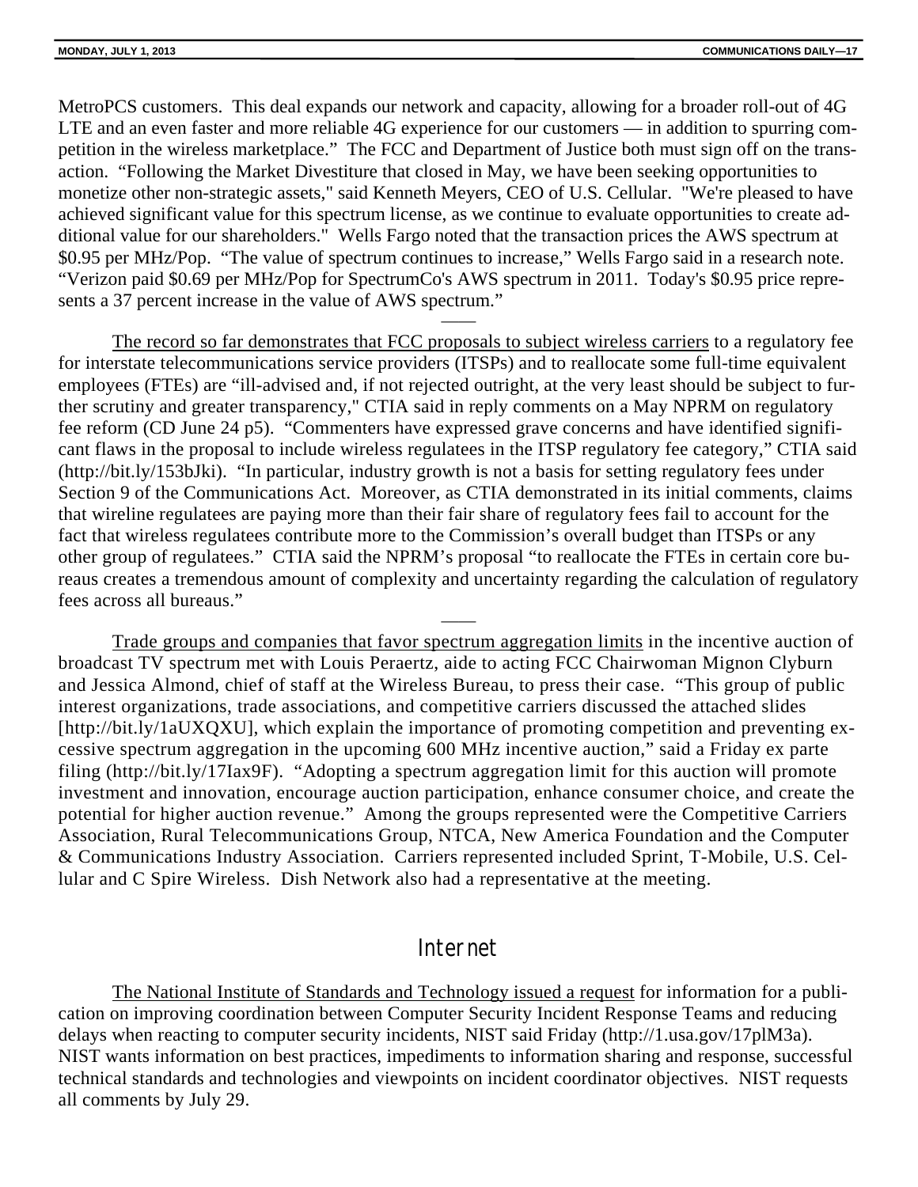MetroPCS customers. This deal expands our network and capacity, allowing for a broader roll-out of 4G LTE and an even faster and more reliable 4G experience for our customers — in addition to spurring competition in the wireless marketplace.” The FCC and Department of Justice both must sign off on the transaction. “Following the Market Divestiture that closed in May, we have been seeking opportunities to monetize other non-strategic assets," said Kenneth Meyers, CEO of U.S. Cellular. "We're pleased to have achieved significant value for this spectrum license, as we continue to evaluate opportunities to create additional value for our shareholders." Wells Fargo noted that the transaction prices the AWS spectrum at $0.95 per MHz/Pop. “The value of spectrum continues to increase,” Wells Fargo said in a research note. “Verizon paid $0.69 per MHz/Pop for SpectrumCo's AWS spectrum in 2011. Today's $0.95 price represents a 37 percent increase in the value of AWS spectrum.”

——

The record so far demonstrates that FCC proposals to subject wireless carriers to a regulatory fee for interstate telecommunications service providers (ITSPs) and to reallocate some full-time equivalent employees (FTEs) are “ill-advised and, if not rejected outright, at the very least should be subject to further scrutiny and greater transparency," CTIA said in reply comments on a May NPRM on regulatory fee reform (CD June 24 p5). “Commenters have expressed grave concerns and have identified significant flaws in the proposal to include wireless regulatees in the ITSP regulatory fee category,” CTIA said (http://bit.ly/153bJki). “In particular, industry growth is not a basis for setting regulatory fees under Section 9 of the Communications Act. Moreover, as CTIA demonstrated in its initial comments, claims that wireline regulatees are paying more than their fair share of regulatory fees fail to account for the fact that wireless regulatees contribute more to the Commission’s overall budget than ITSPs or any other group of regulatees.” CTIA said the NPRM’s proposal “to reallocate the FTEs in certain core bureaus creates a tremendous amount of complexity and uncertainty regarding the calculation of regulatory fees across all bureaus.”

——

Trade groups and companies that favor spectrum aggregation limits in the incentive auction of broadcast TV spectrum met with Louis Peraertz, aide to acting FCC Chairwoman Mignon Clyburn and Jessica Almond, chief of staff at the Wireless Bureau, to press their case. “This group of public interest organizations, trade associations, and competitive carriers discussed the attached slides [http://bit.ly/1aUXQXU], which explain the importance of promoting competition and preventing excessive spectrum aggregation in the upcoming 600 MHz incentive auction,” said a Friday ex parte filing (http://bit.ly/17Iax9F). “Adopting a spectrum aggregation limit for this auction will promote investment and innovation, encourage auction participation, enhance consumer choice, and create the potential for higher auction revenue.” Among the groups represented were the Competitive Carriers Association, Rural Telecommunications Group, NTCA, New America Foundation and the Computer & Communications Industry Association. Carriers represented included Sprint, T-Mobile, U.S. Cellular and C Spire Wireless. Dish Network also had a representative at the meeting.

## Internet

The National Institute of Standards and Technology issued a request for information for a publication on improving coordination between Computer Security Incident Response Teams and reducing delays when reacting to computer security incidents, NIST said Friday (http://1.usa.gov/17plM3a). NIST wants information on best practices, impediments to information sharing and response, successful technical standards and technologies and viewpoints on incident coordinator objectives. NIST requests all comments by July 29.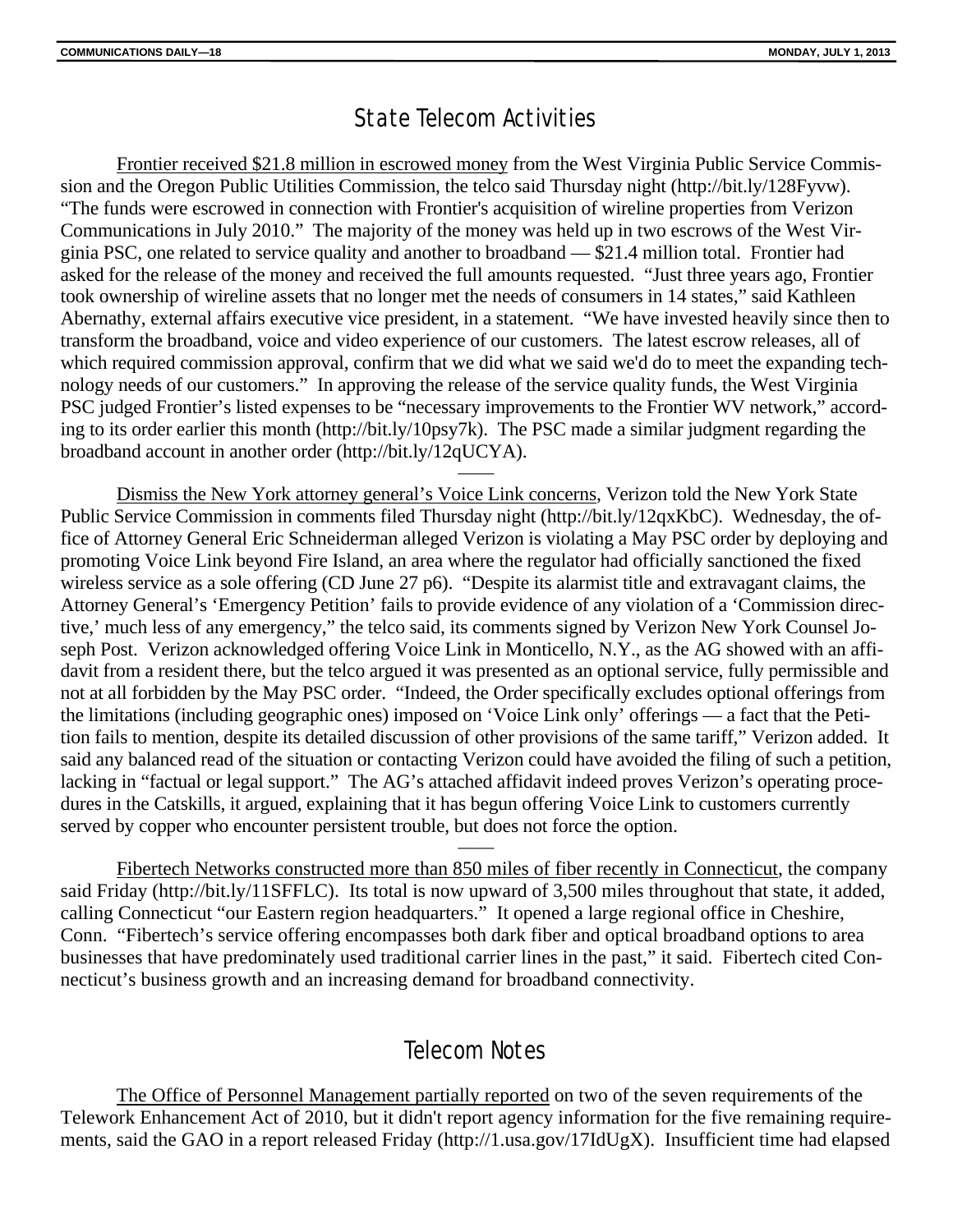## State Telecom Activities

Frontier received $21.8 million in escrowed money from the West Virginia Public Service Commission and the Oregon Public Utilities Commission, the telco said Thursday night (http://bit.ly/128Fyvw). "The funds were escrowed in connection with Frontier's acquisition of wireline properties from Verizon Communications in July 2010." The majority of the money was held up in two escrows of the West Virginia PSC, one related to service quality and another to broadband — $21.4 million total. Frontier had asked for the release of the money and received the full amounts requested. "Just three years ago, Frontier took ownership of wireline assets that no longer met the needs of consumers in 14 states," said Kathleen Abernathy, external affairs executive vice president, in a statement. "We have invested heavily since then to transform the broadband, voice and video experience of our customers. The latest escrow releases, all of which required commission approval, confirm that we did what we said we'd do to meet the expanding technology needs of our customers." In approving the release of the service quality funds, the West Virginia PSC judged Frontier's listed expenses to be "necessary improvements to the Frontier WV network," according to its order earlier this month (http://bit.ly/10psy7k). The PSC made a similar judgment regarding the broadband account in another order (http://bit.ly/12qUCYA).

——

Dismiss the New York attorney general's Voice Link concerns, Verizon told the New York State Public Service Commission in comments filed Thursday night (http://bit.ly/12qxKbC). Wednesday, the office of Attorney General Eric Schneiderman alleged Verizon is violating a May PSC order by deploying and promoting Voice Link beyond Fire Island, an area where the regulator had officially sanctioned the fixed wireless service as a sole offering (CD June 27 p6). "Despite its alarmist title and extravagant claims, the Attorney General's 'Emergency Petition' fails to provide evidence of any violation of a 'Commission directive,' much less of any emergency," the telco said, its comments signed by Verizon New York Counsel Joseph Post. Verizon acknowledged offering Voice Link in Monticello, N.Y., as the AG showed with an affidavit from a resident there, but the telco argued it was presented as an optional service, fully permissible and not at all forbidden by the May PSC order. "Indeed, the Order specifically excludes optional offerings from the limitations (including geographic ones) imposed on 'Voice Link only' offerings — a fact that the Petition fails to mention, despite its detailed discussion of other provisions of the same tariff," Verizon added. It said any balanced read of the situation or contacting Verizon could have avoided the filing of such a petition, lacking in "factual or legal support." The AG's attached affidavit indeed proves Verizon's operating procedures in the Catskills, it argued, explaining that it has begun offering Voice Link to customers currently served by copper who encounter persistent trouble, but does not force the option.

——

Fibertech Networks constructed more than 850 miles of fiber recently in Connecticut, the company said Friday (http://bit.ly/11SFFLC). Its total is now upward of 3,500 miles throughout that state, it added, calling Connecticut "our Eastern region headquarters." It opened a large regional office in Cheshire, Conn. "Fibertech's service offering encompasses both dark fiber and optical broadband options to area businesses that have predominately used traditional carrier lines in the past," it said. Fibertech cited Connecticut's business growth and an increasing demand for broadband connectivity.

## Telecom Notes

The Office of Personnel Management partially reported on two of the seven requirements of the Telework Enhancement Act of 2010, but it didn't report agency information for the five remaining requirements, said the GAO in a report released Friday (http://1.usa.gov/17IdUgX). Insufficient time had elapsed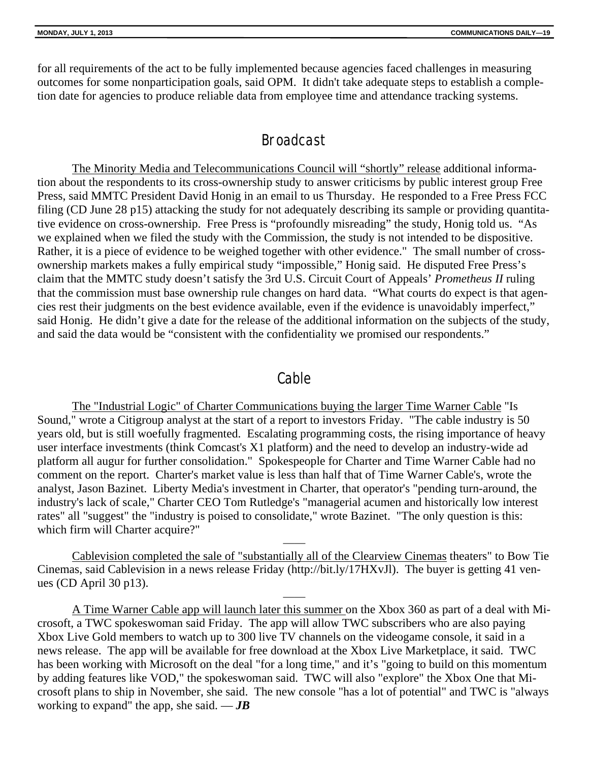for all requirements of the act to be fully implemented because agencies faced challenges in measuring outcomes for some nonparticipation goals, said OPM. It didn't take adequate steps to establish a completion date for agencies to produce reliable data from employee time and attendance tracking systems.

## Broadcast

The Minority Media and Telecommunications Council will "shortly" release additional information about the respondents to its cross-ownership study to answer criticisms by public interest group Free Press, said MMTC President David Honig in an email to us Thursday. He responded to a Free Press FCC filing (CD June 28 p15) attacking the study for not adequately describing its sample or providing quantitative evidence on cross-ownership. Free Press is "profoundly misreading" the study, Honig told us. "As we explained when we filed the study with the Commission, the study is not intended to be dispositive. Rather, it is a piece of evidence to be weighed together with other evidence." The small number of cross-ownership markets makes a fully empirical study "impossible," Honig said. He disputed Free Press's claim that the MMTC study doesn't satisfy the 3rd U.S. Circuit Court of Appeals' *Prometheus II* ruling that the commission must base ownership rule changes on hard data. "What courts do expect is that agencies rest their judgments on the best evidence available, even if the evidence is unavoidably imperfect," said Honig. He didn't give a date for the release of the additional information on the subjects of the study, and said the data would be "consistent with the confidentiality we promised our respondents."

## Cable

The "Industrial Logic" of Charter Communications buying the larger Time Warner Cable "Is Sound," wrote a Citigroup analyst at the start of a report to investors Friday. "The cable industry is 50 years old, but is still woefully fragmented. Escalating programming costs, the rising importance of heavy user interface investments (think Comcast's X1 platform) and the need to develop an industry-wide ad platform all augur for further consolidation." Spokespeople for Charter and Time Warner Cable had no comment on the report. Charter's market value is less than half that of Time Warner Cable's, wrote the analyst, Jason Bazinet. Liberty Media's investment in Charter, that operator's "pending turn-around, the industry's lack of scale," Charter CEO Tom Rutledge's "managerial acumen and historically low interest rates" all "suggest" the "industry is poised to consolidate," wrote Bazinet. "The only question is this: which firm will Charter acquire?"

——

Cablevision completed the sale of "substantially all of the Clearview Cinemas theaters" to Bow Tie Cinemas, said Cablevision in a news release Friday (http://bit.ly/17HXvJl). The buyer is getting 41 venues (CD April 30 p13).

——

A Time Warner Cable app will launch later this summer on the Xbox 360 as part of a deal with Microsoft, a TWC spokeswoman said Friday. The app will allow TWC subscribers who are also paying Xbox Live Gold members to watch up to 300 live TV channels on the videogame console, it said in a news release. The app will be available for free download at the Xbox Live Marketplace, it said. TWC has been working with Microsoft on the deal "for a long time," and it's "going to build on this momentum by adding features like VOD," the spokeswoman said. TWC will also "explore" the Xbox One that Microsoft plans to ship in November, she said. The new console "has a lot of potential" and TWC is "always working to expand" the app, she said. — ***JB***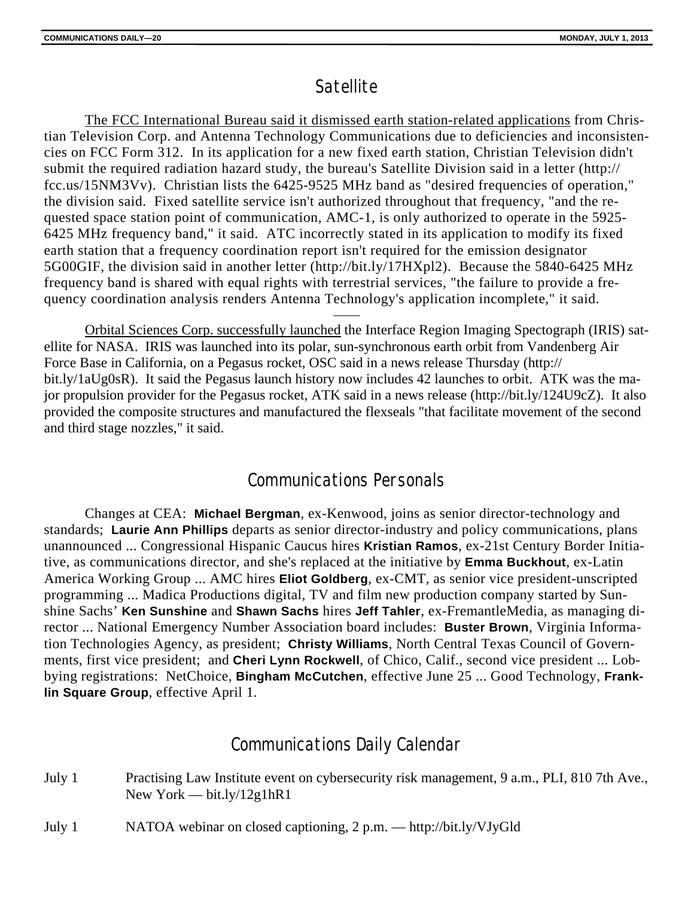## Satellite

The FCC International Bureau said it dismissed earth station-related applications from Christian Television Corp. and Antenna Technology Communications due to deficiencies and inconsistencies on FCC Form 312. In its application for a new fixed earth station, Christian Television didn't submit the required radiation hazard study, the bureau's Satellite Division said in a letter (http://fcc.us/15NM3Vv). Christian lists the 6425-9525 MHz band as "desired frequencies of operation," the division said. Fixed satellite service isn't authorized throughout that frequency, "and the requested space station point of communication, AMC-1, is only authorized to operate in the 5925-6425 MHz frequency band," it said. ATC incorrectly stated in its application to modify its fixed earth station that a frequency coordination report isn't required for the emission designator 5G00GIF, the division said in another letter (http://bit.ly/17HXpl2). Because the 5840-6425 MHz frequency band is shared with equal rights with terrestrial services, "the failure to provide a frequency coordination analysis renders Antenna Technology's application incomplete," it said.

——

Orbital Sciences Corp. successfully launched the Interface Region Imaging Spectograph (IRIS) satellite for NASA. IRIS was launched into its polar, sun-synchronous earth orbit from Vandenberg Air Force Base in California, on a Pegasus rocket, OSC said in a news release Thursday (http://bit.ly/1aUg0sR). It said the Pegasus launch history now includes 42 launches to orbit. ATK was the major propulsion provider for the Pegasus rocket, ATK said in a news release (http://bit.ly/124U9cZ). It also provided the composite structures and manufactured the flexseals "that facilitate movement of the second and third stage nozzles," it said.

## Communications Personals

Changes at CEA: **Michael Bergman**, ex-Kenwood, joins as senior director-technology and standards; **Laurie Ann Phillips** departs as senior director-industry and policy communications, plans unannounced ... Congressional Hispanic Caucus hires **Kristian Ramos**, ex-21st Century Border Initiative, as communications director, and she's replaced at the initiative by **Emma Buckhout**, ex-Latin America Working Group ... AMC hires **Eliot Goldberg**, ex-CMT, as senior vice president-unscripted programming ... Madica Productions digital, TV and film new production company started by Sunshine Sachs' **Ken Sunshine** and **Shawn Sachs** hires **Jeff Tahler**, ex-FremantleMedia, as managing director ... National Emergency Number Association board includes: **Buster Brown**, Virginia Information Technologies Agency, as president; **Christy Williams**, North Central Texas Council of Governments, first vice president; and **Cheri Lynn Rockwell**, of Chico, Calif., second vice president ... Lobbying registrations: NetChoice, **Bingham McCutchen**, effective June 25 ... Good Technology, **Franklin Square Group**, effective April 1.

## Communications Daily Calendar

July 1 — Practising Law Institute event on cybersecurity risk management, 9 a.m., PLI, 810 7th Ave., New York — bit.ly/12g1hR1

July 1 — NATOA webinar on closed captioning, 2 p.m. — http://bit.ly/VJyGld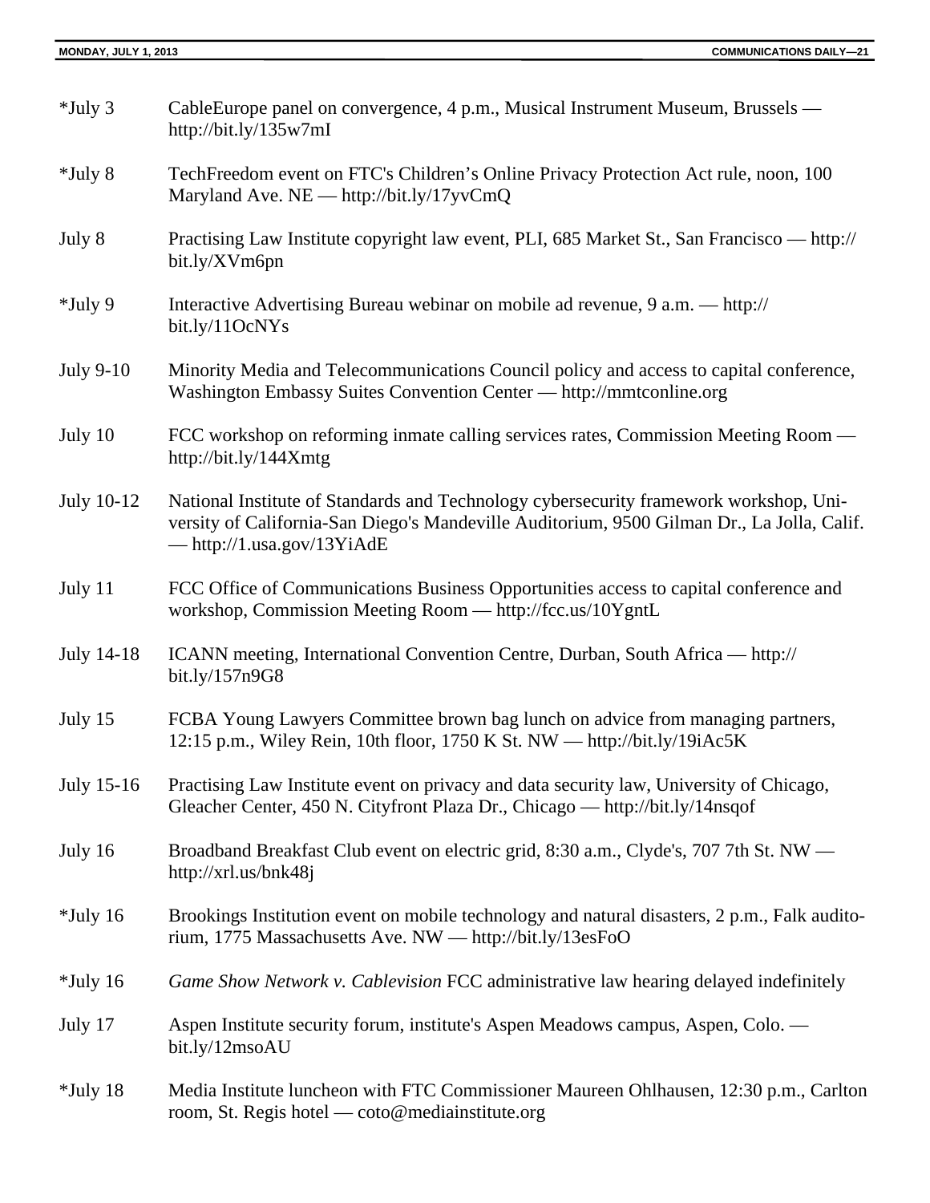*July 3 CableEurope panel on convergence, 4 p.m., Musical Instrument Museum, Brussels — http://bit.ly/135w7mI

*July 8 TechFreedom event on FTC's Children's Online Privacy Protection Act rule, noon, 100 Maryland Ave. NE — http://bit.ly/17yvCmQ

July 8 Practising Law Institute copyright law event, PLI, 685 Market St., San Francisco — http://bit.ly/XVm6pn

*July 9 Interactive Advertising Bureau webinar on mobile ad revenue, 9 a.m. — http://bit.ly/11OcNYs

July 9-10 Minority Media and Telecommunications Council policy and access to capital conference, Washington Embassy Suites Convention Center — http://mmtconline.org

July 10 FCC workshop on reforming inmate calling services rates, Commission Meeting Room — http://bit.ly/144Xmtg

July 10-12 National Institute of Standards and Technology cybersecurity framework workshop, University of California-San Diego's Mandeville Auditorium, 9500 Gilman Dr., La Jolla, Calif. — http://1.usa.gov/13YiAdE

July 11 FCC Office of Communications Business Opportunities access to capital conference and workshop, Commission Meeting Room — http://fcc.us/10YgntL

July 14-18 ICANN meeting, International Convention Centre, Durban, South Africa — http://bit.ly/157n9G8

July 15 FCBA Young Lawyers Committee brown bag lunch on advice from managing partners, 12:15 p.m., Wiley Rein, 10th floor, 1750 K St. NW — http://bit.ly/19iAc5K

July 15-16 Practising Law Institute event on privacy and data security law, University of Chicago, Gleacher Center, 450 N. Cityfront Plaza Dr., Chicago — http://bit.ly/14nsqof

July 16 Broadband Breakfast Club event on electric grid, 8:30 a.m., Clyde's, 707 7th St. NW — http://xrl.us/bnk48j

*July 16 Brookings Institution event on mobile technology and natural disasters, 2 p.m., Falk auditorium, 1775 Massachusetts Ave. NW — http://bit.ly/13esFoO

*July 16 *Game Show Network v. Cablevision* FCC administrative law hearing delayed indefinitely

July 17 Aspen Institute security forum, institute's Aspen Meadows campus, Aspen, Colo. — bit.ly/12msoAU

*July 18 Media Institute luncheon with FTC Commissioner Maureen Ohlhausen, 12:30 p.m., Carlton room, St. Regis hotel — coto@mediainstitute.org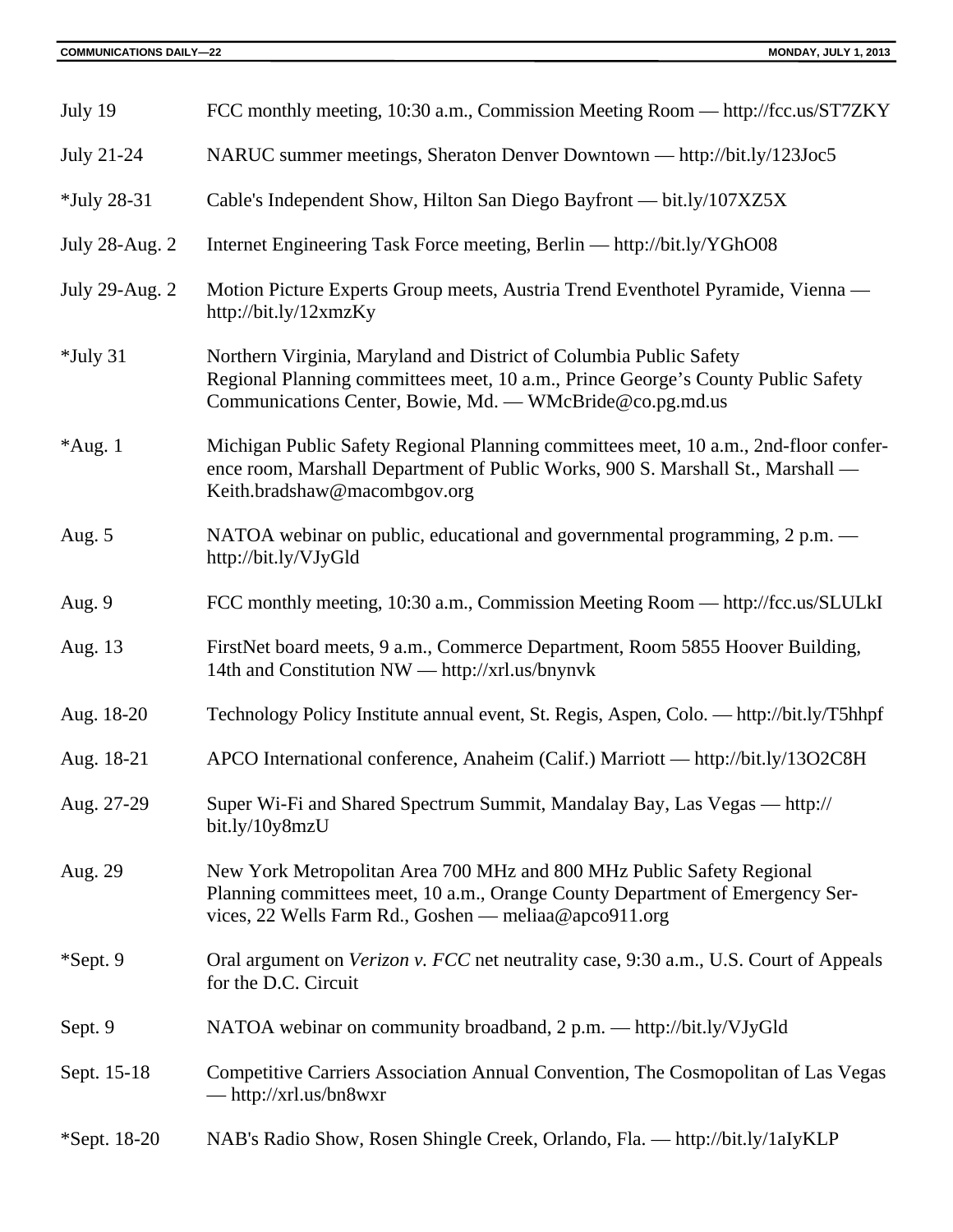| | |
|---|---|
| July 19 | FCC monthly meeting, 10:30 a.m., Commission Meeting Room — http://fcc.us/ST7ZKY |
| July 21-24 | NARUC summer meetings, Sheraton Denver Downtown — http://bit.ly/123Joc5 |
| *July 28-31 | Cable's Independent Show, Hilton San Diego Bayfront — bit.ly/107XZ5X |
| July 28-Aug. 2 | Internet Engineering Task Force meeting, Berlin — http://bit.ly/YGhO08 |
| July 29-Aug. 2 | Motion Picture Experts Group meets, Austria Trend Eventhotel Pyramide, Vienna — http://bit.ly/12xmzKy |
| *July 31 | Northern Virginia, Maryland and District of Columbia Public Safety Regional Planning committees meet, 10 a.m., Prince George's County Public Safety Communications Center, Bowie, Md. — WMcBride@co.pg.md.us |
| *Aug. 1 | Michigan Public Safety Regional Planning committees meet, 10 a.m., 2nd-floor conference room, Marshall Department of Public Works, 900 S. Marshall St., Marshall — Keith.bradshaw@macombgov.org |
| Aug. 5 | NATOA webinar on public, educational and governmental programming, 2 p.m. — http://bit.ly/VJyGld |
| Aug. 9 | FCC monthly meeting, 10:30 a.m., Commission Meeting Room — http://fcc.us/SLULkI |
| Aug. 13 | FirstNet board meets, 9 a.m., Commerce Department, Room 5855 Hoover Building, 14th and Constitution NW — http://xrl.us/bnynvk |
| Aug. 18-20 | Technology Policy Institute annual event, St. Regis, Aspen, Colo. — http://bit.ly/T5hhpf |
| Aug. 18-21 | APCO International conference, Anaheim (Calif.) Marriott — http://bit.ly/13O2C8H |
| Aug. 27-29 | Super Wi-Fi and Shared Spectrum Summit, Mandalay Bay, Las Vegas — http://bit.ly/10y8mzU |
| Aug. 29 | New York Metropolitan Area 700 MHz and 800 MHz Public Safety Regional Planning committees meet, 10 a.m., Orange County Department of Emergency Services, 22 Wells Farm Rd., Goshen — meliaa@apco911.org |
| *Sept. 9 | Oral argument on *Verizon v. FCC* net neutrality case, 9:30 a.m., U.S. Court of Appeals for the D.C. Circuit |
| Sept. 9 | NATOA webinar on community broadband, 2 p.m. — http://bit.ly/VJyGld |
| Sept. 15-18 | Competitive Carriers Association Annual Convention, The Cosmopolitan of Las Vegas — http://xrl.us/bn8wxr |
| *Sept. 18-20 | NAB's Radio Show, Rosen Shingle Creek, Orlando, Fla. — http://bit.ly/1aIyKLP |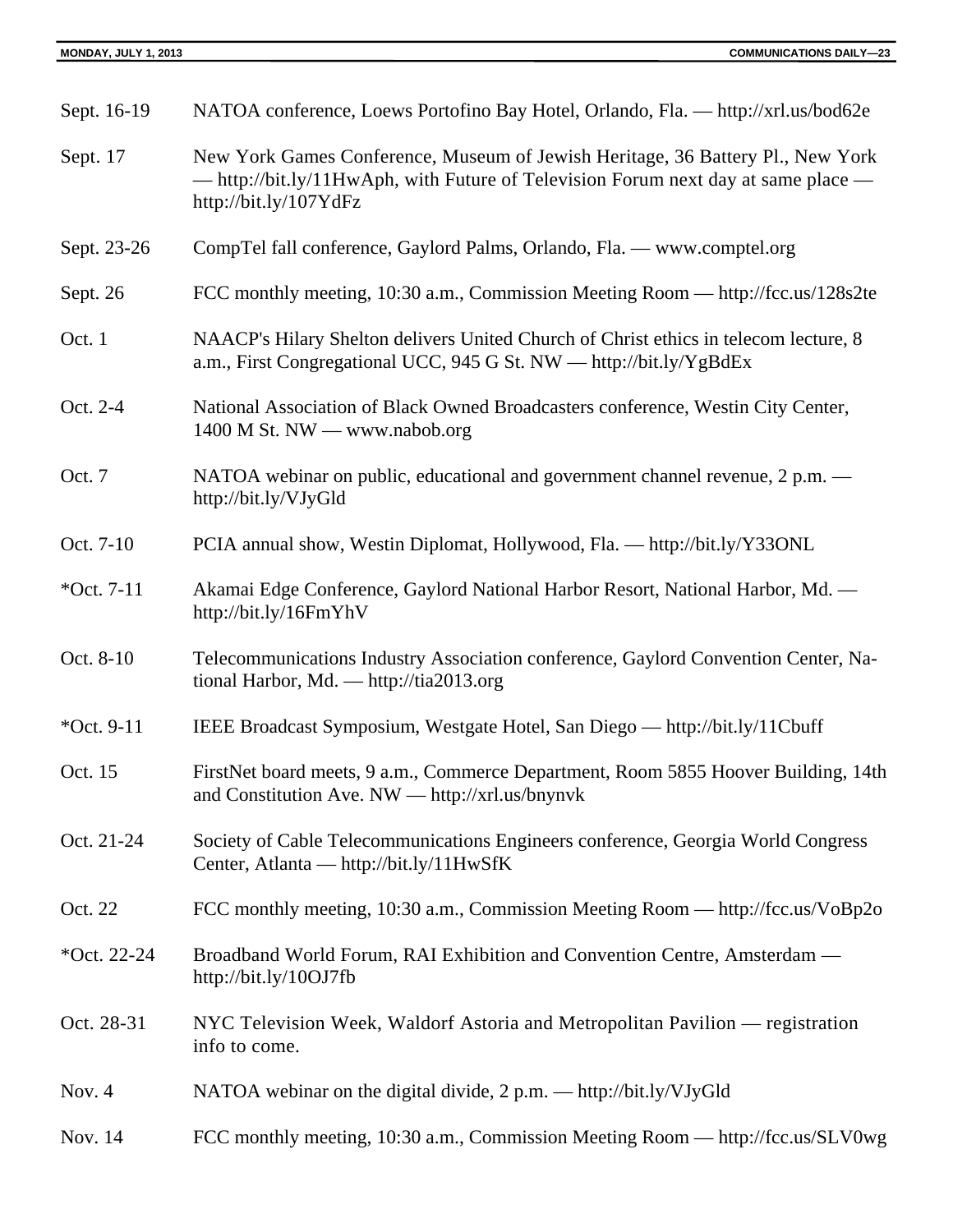| | |
|---|---|
| Sept. 16-19 | NATOA conference, Loews Portofino Bay Hotel, Orlando, Fla. — http://xrl.us/bod62e |
| Sept. 17 | New York Games Conference, Museum of Jewish Heritage, 36 Battery Pl., New York — http://bit.ly/11HwAph, with Future of Television Forum next day at same place — http://bit.ly/107YdFz |
| Sept. 23-26 | CompTel fall conference, Gaylord Palms, Orlando, Fla. — www.comptel.org |
| Sept. 26 | FCC monthly meeting, 10:30 a.m., Commission Meeting Room — http://fcc.us/128s2te |
| Oct. 1 | NAACP's Hilary Shelton delivers United Church of Christ ethics in telecom lecture, 8 a.m., First Congregational UCC, 945 G St. NW — http://bit.ly/YgBdEx |
| Oct. 2-4 | National Association of Black Owned Broadcasters conference, Westin City Center, 1400 M St. NW — www.nabob.org |
| Oct. 7 | NATOA webinar on public, educational and government channel revenue, 2 p.m. — http://bit.ly/VJyGld |
| Oct. 7-10 | PCIA annual show, Westin Diplomat, Hollywood, Fla. — http://bit.ly/Y33ONL |
| *Oct. 7-11 | Akamai Edge Conference, Gaylord National Harbor Resort, National Harbor, Md. — http://bit.ly/16FmYhV |
| Oct. 8-10 | Telecommunications Industry Association conference, Gaylord Convention Center, National Harbor, Md. — http://tia2013.org |
| *Oct. 9-11 | IEEE Broadcast Symposium, Westgate Hotel, San Diego — http://bit.ly/11Cbuff |
| Oct. 15 | FirstNet board meets, 9 a.m., Commerce Department, Room 5855 Hoover Building, 14th and Constitution Ave. NW — http://xrl.us/bnynvk |
| Oct. 21-24 | Society of Cable Telecommunications Engineers conference, Georgia World Congress Center, Atlanta — http://bit.ly/11HwSfK |
| Oct. 22 | FCC monthly meeting, 10:30 a.m., Commission Meeting Room — http://fcc.us/VoBp2o |
| *Oct. 22-24 | Broadband World Forum, RAI Exhibition and Convention Centre, Amsterdam — http://bit.ly/10OJ7fb |
| Oct. 28-31 | NYC Television Week, Waldorf Astoria and Metropolitan Pavilion — registration info to come. |
| Nov. 4 | NATOA webinar on the digital divide, 2 p.m. — http://bit.ly/VJyGld |
| Nov. 14 | FCC monthly meeting, 10:30 a.m., Commission Meeting Room — http://fcc.us/SLV0wg |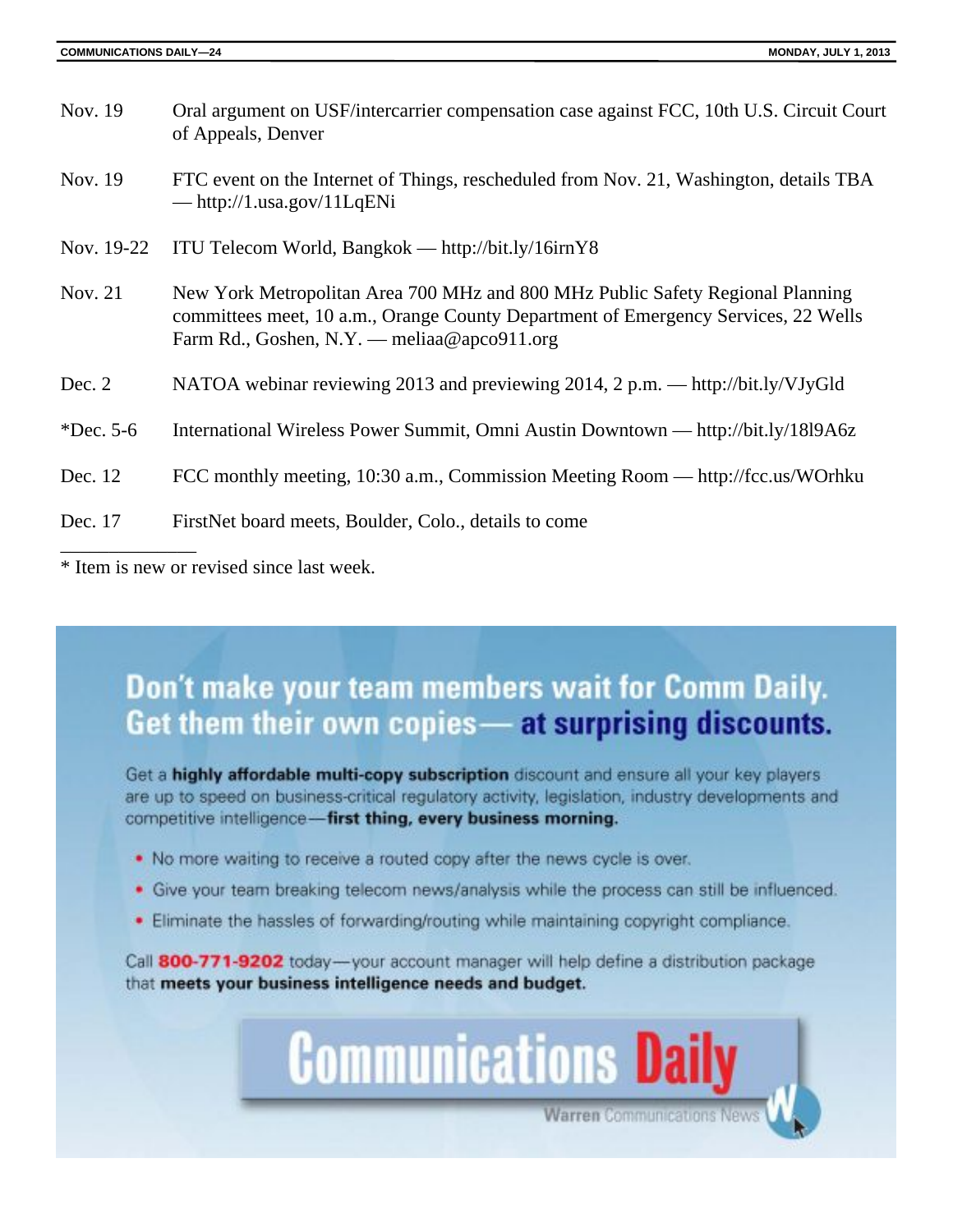| | |
|---|---|
| Nov. 19 | Oral argument on USF/intercarrier compensation case against FCC, 10th U.S. Circuit Court of Appeals, Denver |
| Nov. 19 | FTC event on the Internet of Things, rescheduled from Nov. 21, Washington, details TBA — http://1.usa.gov/11LqENi |
| Nov. 19-22 | ITU Telecom World, Bangkok — http://bit.ly/16irnY8 |
| Nov. 21 | New York Metropolitan Area 700 MHz and 800 MHz Public Safety Regional Planning committees meet, 10 a.m., Orange County Department of Emergency Services, 22 Wells Farm Rd., Goshen, N.Y. — meliaa@apco911.org |
| Dec. 2 | NATOA webinar reviewing 2013 and previewing 2014, 2 p.m. — http://bit.ly/VJyGld |
| *Dec. 5-6 | International Wireless Power Summit, Omni Austin Downtown — http://bit.ly/18l9A6z |
| Dec. 12 | FCC monthly meeting, 10:30 a.m., Commission Meeting Room — http://fcc.us/WOrhku |
| Dec. 17 | FirstNet board meets, Boulder, Colo., details to come |

______________

* Item is new or revised since last week.

## Don't make your team members wait for Comm Daily. Get them their own copies— at surprising discounts.

Get a **highly affordable multi-copy subscription** discount and ensure all your key players are up to speed on business-critical regulatory activity, legislation, industry developments and competitive intelligence—**first thing, every business morning.**

- No more waiting to receive a routed copy after the news cycle is over.
- Give your team breaking telecom news/analysis while the process can still be influenced.
- Eliminate the hassles of forwarding/routing while maintaining copyright compliance.

Call **800-771-9202** today—your account manager will help define a distribution package that **meets your business intelligence needs and budget.**

**Communications Daily**

Warren Communications News